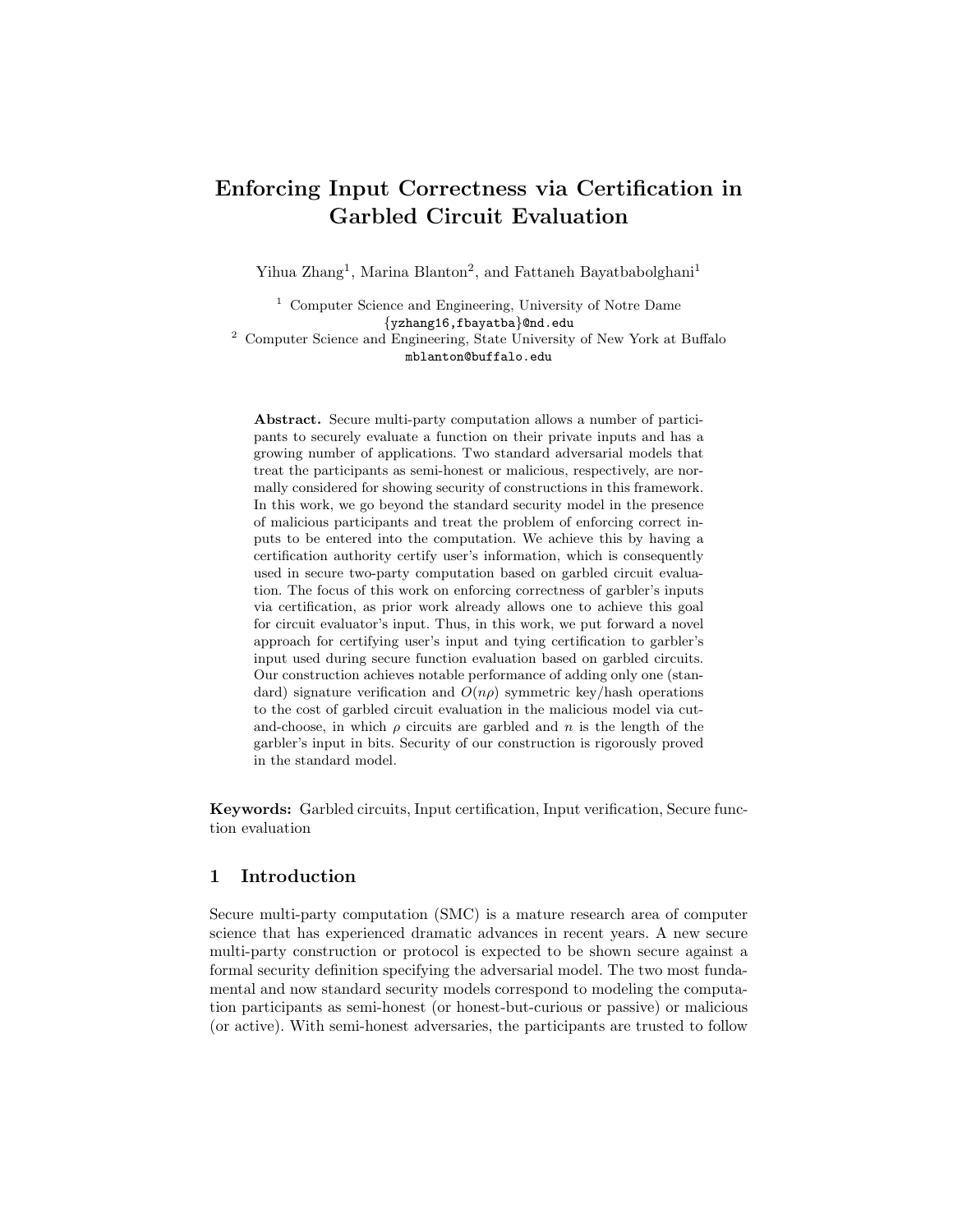# Enforcing Input Correctness via Certification in Garbled Circuit Evaluation

Yihua Zhang[1], Marina Blanton[2], and Fattaneh Bayatbabolghani[1]

[1] Computer Science and Engineering, University of Notre Dame
{yzhang16,fbayatba}@nd.edu

[2] Computer Science and Engineering, State University of New York at Buffalo
mblanton@buffalo.edu

**Abstract.** Secure multi-party computation allows a number of participants to securely evaluate a function on their private inputs and has a growing number of applications. Two standard adversarial models that treat the participants as semi-honest or malicious, respectively, are normally considered for showing security of constructions in this framework. In this work, we go beyond the standard security model in the presence of malicious participants and treat the problem of enforcing correct inputs to be entered into the computation. We achieve this by having a certification authority certify user's information, which is consequently used in secure two-party computation based on garbled circuit evaluation. The focus of this work on enforcing correctness of garbler's inputs via certification, as prior work already allows one to achieve this goal for circuit evaluator's input. Thus, in this work, we put forward a novel approach for certifying user's input and tying certification to garbler's input used during secure function evaluation based on garbled circuits. Our construction achieves notable performance of adding only one (standard) signature verification and $O(n\rho)$ symmetric key/hash operations to the cost of garbled circuit evaluation in the malicious model via cut-and-choose, in which $\rho$ circuits are garbled and $n$ is the length of the garbler's input in bits. Security of our construction is rigorously proved in the standard model.

**Keywords:** Garbled circuits, Input certification, Input verification, Secure function evaluation

## 1 Introduction

Secure multi-party computation (SMC) is a mature research area of computer science that has experienced dramatic advances in recent years. A new secure multi-party construction or protocol is expected to be shown secure against a formal security definition specifying the adversarial model. The two most fundamental and now standard security models correspond to modeling the computation participants as semi-honest (or honest-but-curious or passive) or malicious (or active). With semi-honest adversaries, the participants are trusted to follow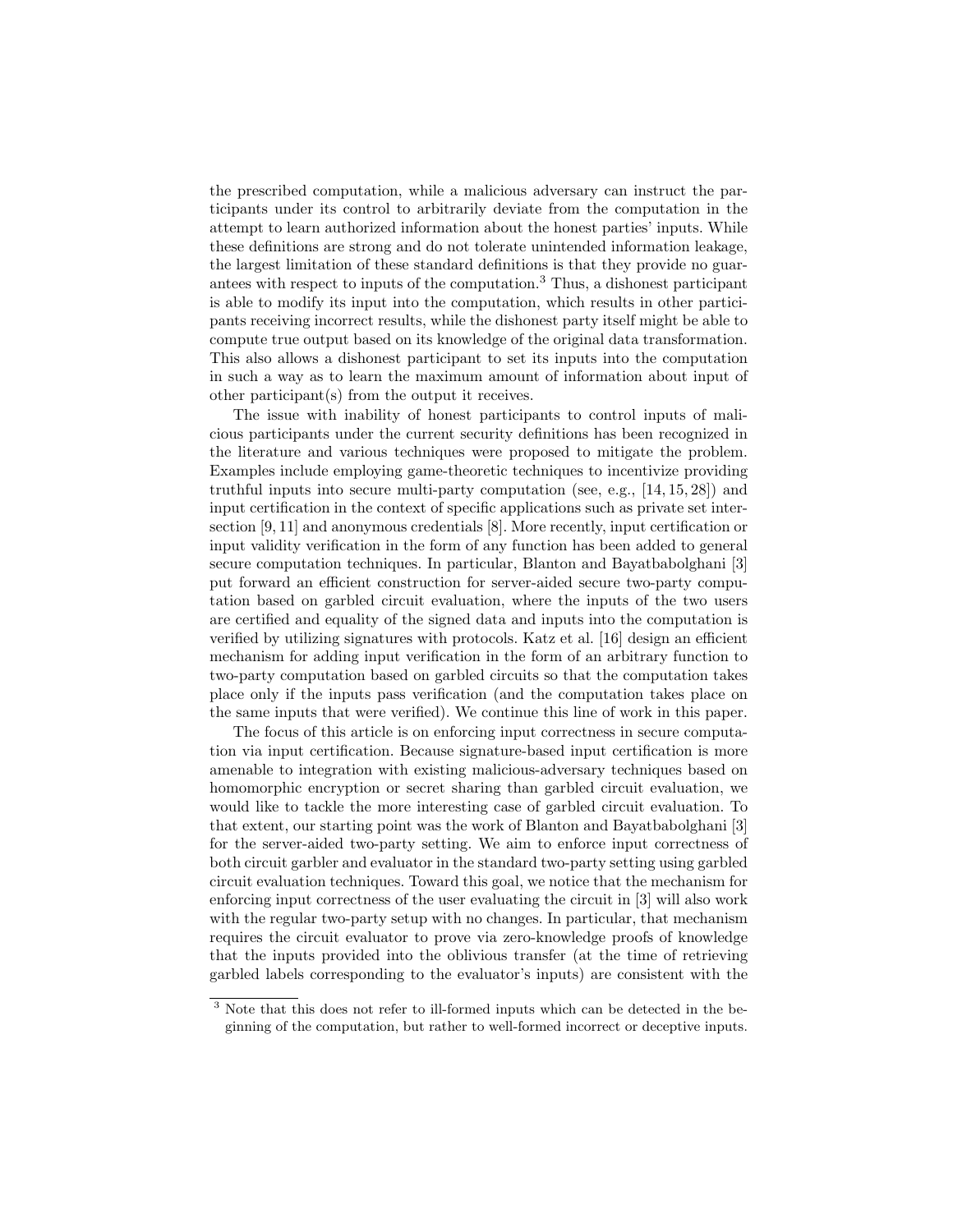the prescribed computation, while a malicious adversary can instruct the participants under its control to arbitrarily deviate from the computation in the attempt to learn authorized information about the honest parties' inputs. While these definitions are strong and do not tolerate unintended information leakage, the largest limitation of these standard definitions is that they provide no guarantees with respect to inputs of the computation.[3] Thus, a dishonest participant is able to modify its input into the computation, which results in other participants receiving incorrect results, while the dishonest party itself might be able to compute true output based on its knowledge of the original data transformation. This also allows a dishonest participant to set its inputs into the computation in such a way as to learn the maximum amount of information about input of other participant(s) from the output it receives.

The issue with inability of honest participants to control inputs of malicious participants under the current security definitions has been recognized in the literature and various techniques were proposed to mitigate the problem. Examples include employing game-theoretic techniques to incentivize providing truthful inputs into secure multi-party computation (see, e.g., [14, 15, 28]) and input certification in the context of specific applications such as private set intersection [9, 11] and anonymous credentials [8]. More recently, input certification or input validity verification in the form of any function has been added to general secure computation techniques. In particular, Blanton and Bayatbabolghani [3] put forward an efficient construction for server-aided secure two-party computation based on garbled circuit evaluation, where the inputs of the two users are certified and equality of the signed data and inputs into the computation is verified by utilizing signatures with protocols. Katz et al. [16] design an efficient mechanism for adding input verification in the form of an arbitrary function to two-party computation based on garbled circuits so that the computation takes place only if the inputs pass verification (and the computation takes place on the same inputs that were verified). We continue this line of work in this paper.

The focus of this article is on enforcing input correctness in secure computation via input certification. Because signature-based input certification is more amenable to integration with existing malicious-adversary techniques based on homomorphic encryption or secret sharing than garbled circuit evaluation, we would like to tackle the more interesting case of garbled circuit evaluation. To that extent, our starting point was the work of Blanton and Bayatbabolghani [3] for the server-aided two-party setting. We aim to enforce input correctness of both circuit garbler and evaluator in the standard two-party setting using garbled circuit evaluation techniques. Toward this goal, we notice that the mechanism for enforcing input correctness of the user evaluating the circuit in [3] will also work with the regular two-party setup with no changes. In particular, that mechanism requires the circuit evaluator to prove via zero-knowledge proofs of knowledge that the inputs provided into the oblivious transfer (at the time of retrieving garbled labels corresponding to the evaluator's inputs) are consistent with the

[3] Note that this does not refer to ill-formed inputs which can be detected in the beginning of the computation, but rather to well-formed incorrect or deceptive inputs.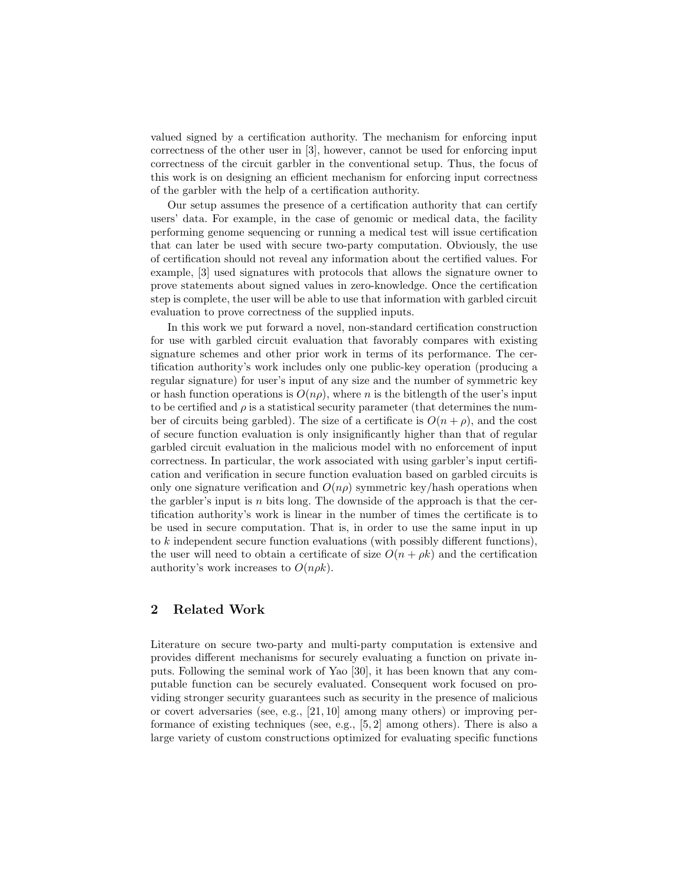valued signed by a certification authority. The mechanism for enforcing input correctness of the other user in [3], however, cannot be used for enforcing input correctness of the circuit garbler in the conventional setup. Thus, the focus of this work is on designing an efficient mechanism for enforcing input correctness of the garbler with the help of a certification authority.

Our setup assumes the presence of a certification authority that can certify users' data. For example, in the case of genomic or medical data, the facility performing genome sequencing or running a medical test will issue certification that can later be used with secure two-party computation. Obviously, the use of certification should not reveal any information about the certified values. For example, [3] used signatures with protocols that allows the signature owner to prove statements about signed values in zero-knowledge. Once the certification step is complete, the user will be able to use that information with garbled circuit evaluation to prove correctness of the supplied inputs.

In this work we put forward a novel, non-standard certification construction for use with garbled circuit evaluation that favorably compares with existing signature schemes and other prior work in terms of its performance. The certification authority's work includes only one public-key operation (producing a regular signature) for user's input of any size and the number of symmetric key or hash function operations is $O(n\rho)$, where $n$ is the bitlength of the user's input to be certified and $\rho$ is a statistical security parameter (that determines the number of circuits being garbled). The size of a certificate is $O(n + \rho)$, and the cost of secure function evaluation is only insignificantly higher than that of regular garbled circuit evaluation in the malicious model with no enforcement of input correctness. In particular, the work associated with using garbler's input certification and verification in secure function evaluation based on garbled circuits is only one signature verification and $O(n\rho)$ symmetric key/hash operations when the garbler's input is $n$ bits long. The downside of the approach is that the certification authority's work is linear in the number of times the certificate is to be used in secure computation. That is, in order to use the same input in up to $k$ independent secure function evaluations (with possibly different functions), the user will need to obtain a certificate of size $O(n + \rho k)$ and the certification authority's work increases to $O(n\rho k)$.

## 2 Related Work

Literature on secure two-party and multi-party computation is extensive and provides different mechanisms for securely evaluating a function on private inputs. Following the seminal work of Yao [30], it has been known that any computable function can be securely evaluated. Consequent work focused on providing stronger security guarantees such as security in the presence of malicious or covert adversaries (see, e.g., [21, 10] among many others) or improving performance of existing techniques (see, e.g., [5, 2] among others). There is also a large variety of custom constructions optimized for evaluating specific functions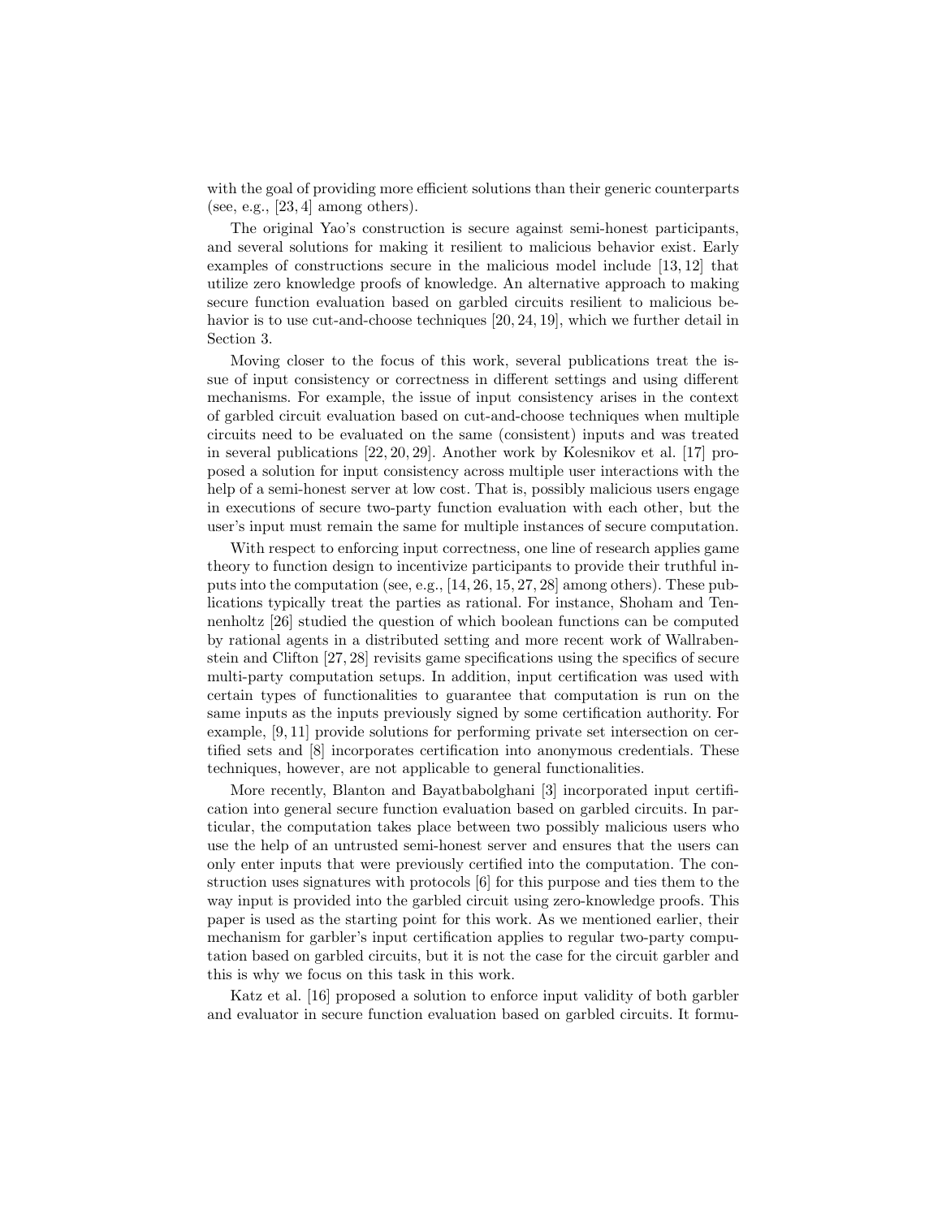with the goal of providing more efficient solutions than their generic counterparts (see, e.g., [23, 4] among others).

The original Yao's construction is secure against semi-honest participants, and several solutions for making it resilient to malicious behavior exist. Early examples of constructions secure in the malicious model include [13, 12] that utilize zero knowledge proofs of knowledge. An alternative approach to making secure function evaluation based on garbled circuits resilient to malicious behavior is to use cut-and-choose techniques [20, 24, 19], which we further detail in Section 3.

Moving closer to the focus of this work, several publications treat the issue of input consistency or correctness in different settings and using different mechanisms. For example, the issue of input consistency arises in the context of garbled circuit evaluation based on cut-and-choose techniques when multiple circuits need to be evaluated on the same (consistent) inputs and was treated in several publications [22, 20, 29]. Another work by Kolesnikov et al. [17] proposed a solution for input consistency across multiple user interactions with the help of a semi-honest server at low cost. That is, possibly malicious users engage in executions of secure two-party function evaluation with each other, but the user's input must remain the same for multiple instances of secure computation.

With respect to enforcing input correctness, one line of research applies game theory to function design to incentivize participants to provide their truthful inputs into the computation (see, e.g., [14, 26, 15, 27, 28] among others). These publications typically treat the parties as rational. For instance, Shoham and Tennenholtz [26] studied the question of which boolean functions can be computed by rational agents in a distributed setting and more recent work of Wallrabenstein and Clifton [27, 28] revisits game specifications using the specifics of secure multi-party computation setups. In addition, input certification was used with certain types of functionalities to guarantee that computation is run on the same inputs as the inputs previously signed by some certification authority. For example, [9, 11] provide solutions for performing private set intersection on certified sets and [8] incorporates certification into anonymous credentials. These techniques, however, are not applicable to general functionalities.

More recently, Blanton and Bayatbabolghani [3] incorporated input certification into general secure function evaluation based on garbled circuits. In particular, the computation takes place between two possibly malicious users who use the help of an untrusted semi-honest server and ensures that the users can only enter inputs that were previously certified into the computation. The construction uses signatures with protocols [6] for this purpose and ties them to the way input is provided into the garbled circuit using zero-knowledge proofs. This paper is used as the starting point for this work. As we mentioned earlier, their mechanism for garbler's input certification applies to regular two-party computation based on garbled circuits, but it is not the case for the circuit garbler and this is why we focus on this task in this work.

Katz et al. [16] proposed a solution to enforce input validity of both garbler and evaluator in secure function evaluation based on garbled circuits. It formu-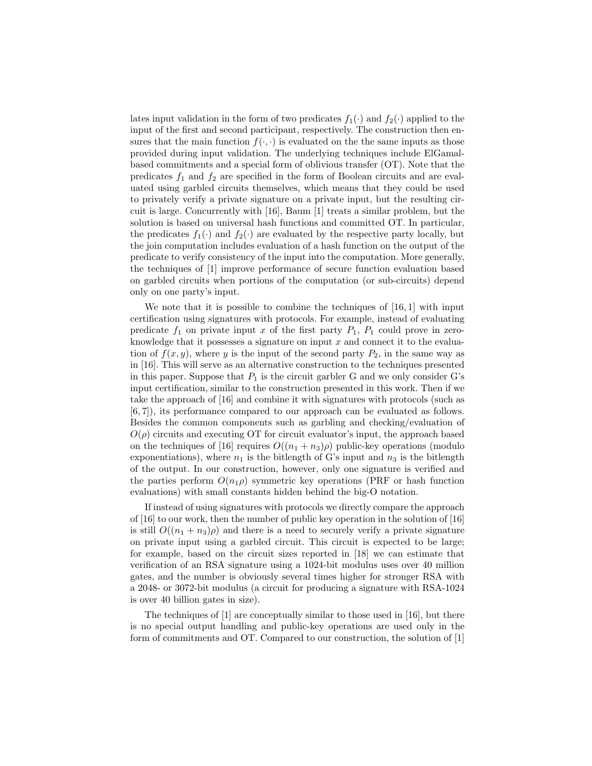lates input validation in the form of two predicates $f_1(\cdot)$ and $f_2(\cdot)$ applied to the input of the first and second participant, respectively. The construction then ensures that the main function $f(\cdot, \cdot)$ is evaluated on the the same inputs as those provided during input validation. The underlying techniques include ElGamal-based commitments and a special form of oblivious transfer (OT). Note that the predicates $f_1$ and $f_2$ are specified in the form of Boolean circuits and are evaluated using garbled circuits themselves, which means that they could be used to privately verify a private signature on a private input, but the resulting circuit is large. Concurrently with [16], Baum [1] treats a similar problem, but the solution is based on universal hash functions and committed OT. In particular, the predicates $f_1(\cdot)$ and $f_2(\cdot)$ are evaluated by the respective party locally, but the join computation includes evaluation of a hash function on the output of the predicate to verify consistency of the input into the computation. More generally, the techniques of [1] improve performance of secure function evaluation based on garbled circuits when portions of the computation (or sub-circuits) depend only on one party's input.

We note that it is possible to combine the techniques of [16, 1] with input certification using signatures with protocols. For example, instead of evaluating predicate $f_1$ on private input $x$ of the first party $P_1$, $P_1$ could prove in zero-knowledge that it possesses a signature on input $x$ and connect it to the evaluation of $f(x, y)$, where $y$ is the input of the second party $P_2$, in the same way as in [16]. This will serve as an alternative construction to the techniques presented in this paper. Suppose that $P_1$ is the circuit garbler G and we only consider G's input certification, similar to the construction presented in this work. Then if we take the approach of [16] and combine it with signatures with protocols (such as [6, 7]), its performance compared to our approach can be evaluated as follows. Besides the common components such as garbling and checking/evaluation of $O(\rho)$ circuits and executing OT for circuit evaluator's input, the approach based on the techniques of [16] requires $O((n_1 + n_3)\rho)$ public-key operations (modulo exponentiations), where $n_1$ is the bitlength of G's input and $n_3$ is the bitlength of the output. In our construction, however, only one signature is verified and the parties perform $O(n_1\rho)$ symmetric key operations (PRF or hash function evaluations) with small constants hidden behind the big-O notation.

If instead of using signatures with protocols we directly compare the approach of [16] to our work, then the number of public key operation in the solution of [16] is still $O((n_1 + n_3)\rho)$ and there is a need to securely verify a private signature on private input using a garbled circuit. This circuit is expected to be large; for example, based on the circuit sizes reported in [18] we can estimate that verification of an RSA signature using a 1024-bit modulus uses over 40 million gates, and the number is obviously several times higher for stronger RSA with a 2048- or 3072-bit modulus (a circuit for producing a signature with RSA-1024 is over 40 billion gates in size).

The techniques of [1] are conceptually similar to those used in [16], but there is no special output handling and public-key operations are used only in the form of commitments and OT. Compared to our construction, the solution of [1]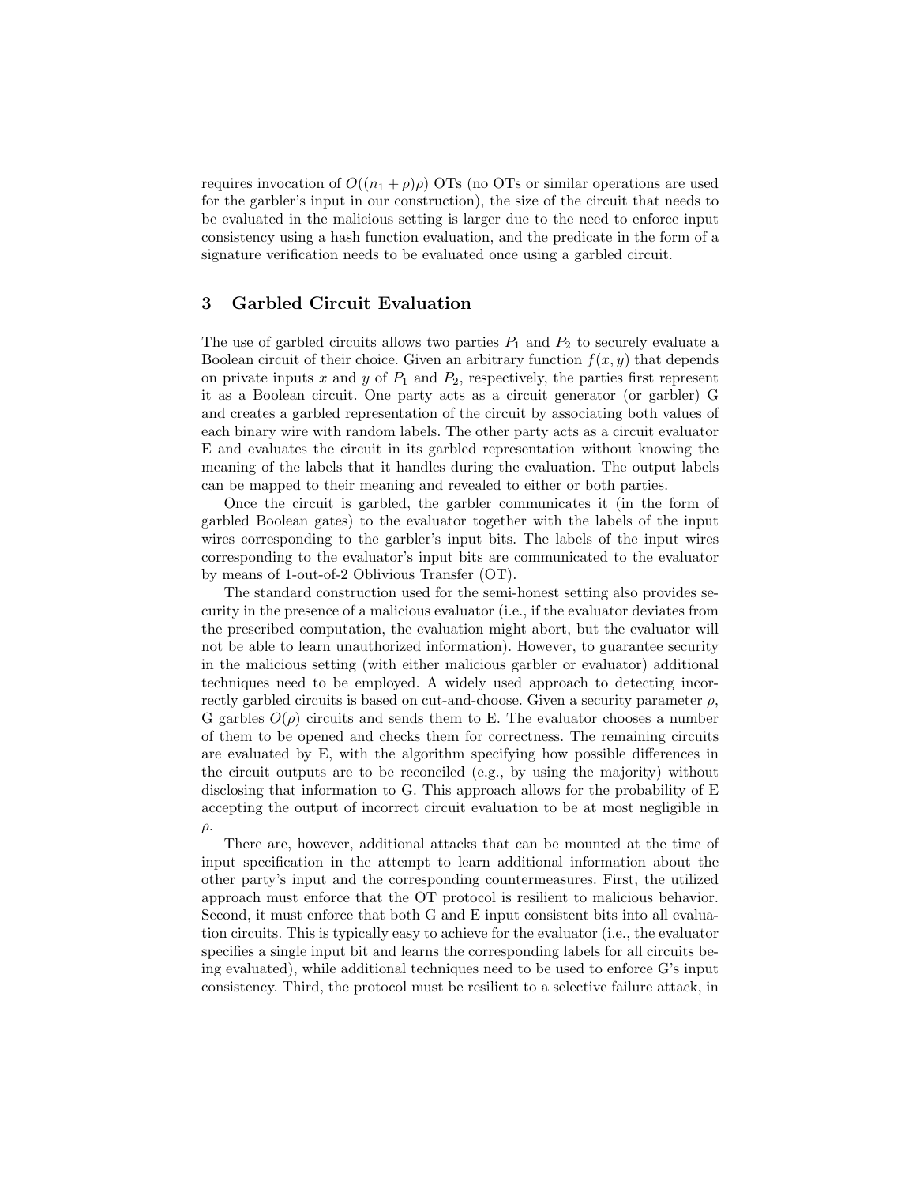requires invocation of $O((n_1 + \rho)\rho)$ OTs (no OTs or similar operations are used for the garbler's input in our construction), the size of the circuit that needs to be evaluated in the malicious setting is larger due to the need to enforce input consistency using a hash function evaluation, and the predicate in the form of a signature verification needs to be evaluated once using a garbled circuit.

## 3 Garbled Circuit Evaluation

The use of garbled circuits allows two parties $P_1$ and $P_2$ to securely evaluate a Boolean circuit of their choice. Given an arbitrary function $f(x, y)$ that depends on private inputs $x$ and $y$ of $P_1$ and $P_2$, respectively, the parties first represent it as a Boolean circuit. One party acts as a circuit generator (or garbler) G and creates a garbled representation of the circuit by associating both values of each binary wire with random labels. The other party acts as a circuit evaluator E and evaluates the circuit in its garbled representation without knowing the meaning of the labels that it handles during the evaluation. The output labels can be mapped to their meaning and revealed to either or both parties.

Once the circuit is garbled, the garbler communicates it (in the form of garbled Boolean gates) to the evaluator together with the labels of the input wires corresponding to the garbler's input bits. The labels of the input wires corresponding to the evaluator's input bits are communicated to the evaluator by means of 1-out-of-2 Oblivious Transfer (OT).

The standard construction used for the semi-honest setting also provides security in the presence of a malicious evaluator (i.e., if the evaluator deviates from the prescribed computation, the evaluation might abort, but the evaluator will not be able to learn unauthorized information). However, to guarantee security in the malicious setting (with either malicious garbler or evaluator) additional techniques need to be employed. A widely used approach to detecting incorrectly garbled circuits is based on cut-and-choose. Given a security parameter $\rho$, G garbles $O(\rho)$ circuits and sends them to E. The evaluator chooses a number of them to be opened and checks them for correctness. The remaining circuits are evaluated by E, with the algorithm specifying how possible differences in the circuit outputs are to be reconciled (e.g., by using the majority) without disclosing that information to G. This approach allows for the probability of E accepting the output of incorrect circuit evaluation to be at most negligible in $\rho$.

There are, however, additional attacks that can be mounted at the time of input specification in the attempt to learn additional information about the other party's input and the corresponding countermeasures. First, the utilized approach must enforce that the OT protocol is resilient to malicious behavior. Second, it must enforce that both G and E input consistent bits into all evaluation circuits. This is typically easy to achieve for the evaluator (i.e., the evaluator specifies a single input bit and learns the corresponding labels for all circuits being evaluated), while additional techniques need to be used to enforce G's input consistency. Third, the protocol must be resilient to a selective failure attack, in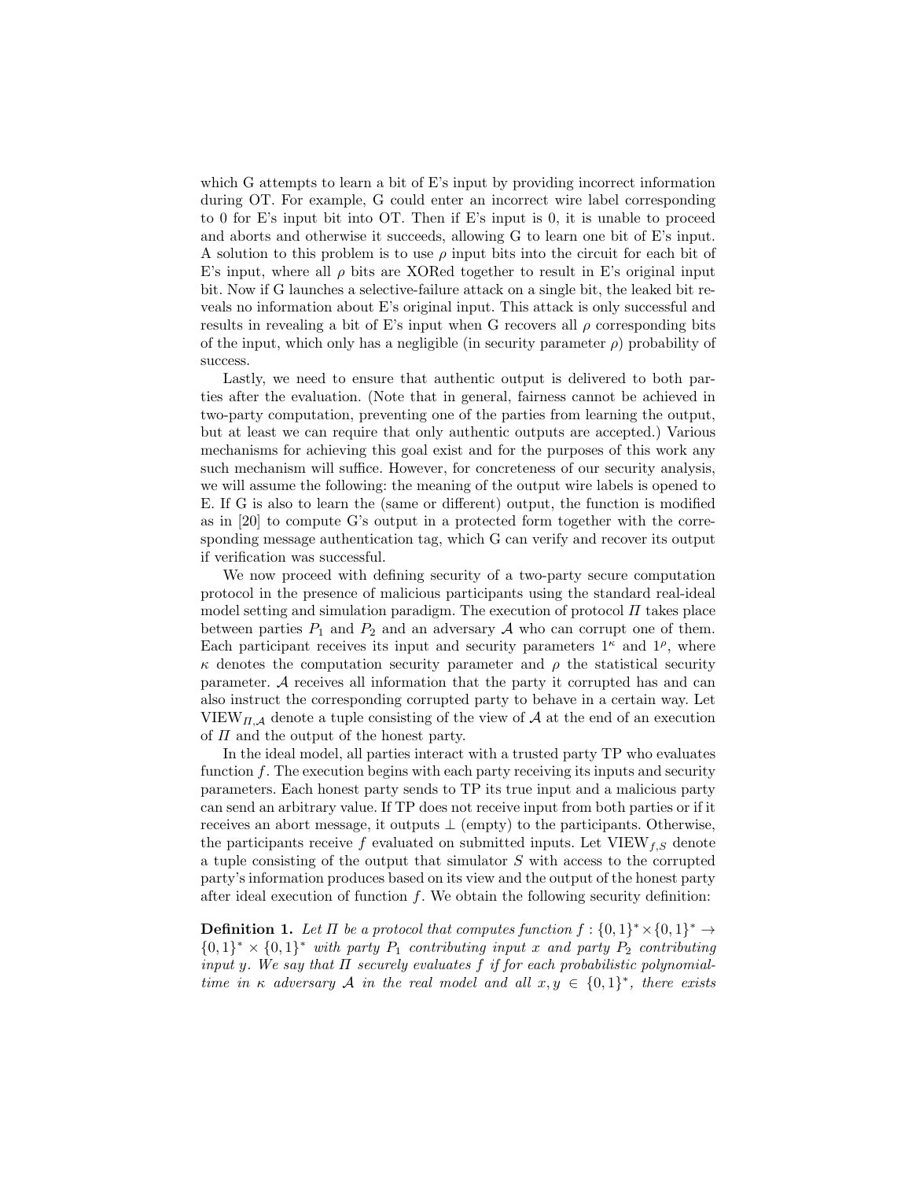which G attempts to learn a bit of E's input by providing incorrect information during OT. For example, G could enter an incorrect wire label corresponding to 0 for E's input bit into OT. Then if E's input is 0, it is unable to proceed and aborts and otherwise it succeeds, allowing G to learn one bit of E's input. A solution to this problem is to use $\rho$ input bits into the circuit for each bit of E's input, where all $\rho$ bits are XORed together to result in E's original input bit. Now if G launches a selective-failure attack on a single bit, the leaked bit reveals no information about E's original input. This attack is only successful and results in revealing a bit of E's input when G recovers all $\rho$ corresponding bits of the input, which only has a negligible (in security parameter $\rho$) probability of success.

Lastly, we need to ensure that authentic output is delivered to both parties after the evaluation. (Note that in general, fairness cannot be achieved in two-party computation, preventing one of the parties from learning the output, but at least we can require that only authentic outputs are accepted.) Various mechanisms for achieving this goal exist and for the purposes of this work any such mechanism will suffice. However, for concreteness of our security analysis, we will assume the following: the meaning of the output wire labels is opened to E. If G is also to learn the (same or different) output, the function is modified as in [20] to compute G's output in a protected form together with the corresponding message authentication tag, which G can verify and recover its output if verification was successful.

We now proceed with defining security of a two-party secure computation protocol in the presence of malicious participants using the standard real-ideal model setting and simulation paradigm. The execution of protocol $\Pi$ takes place between parties $P_1$ and $P_2$ and an adversary $\mathcal{A}$ who can corrupt one of them. Each participant receives its input and security parameters $1^\kappa$ and $1^\rho$, where $\kappa$ denotes the computation security parameter and $\rho$ the statistical security parameter. $\mathcal{A}$ receives all information that the party it corrupted has and can also instruct the corresponding corrupted party to behave in a certain way. Let $\text{VIEW}_{\Pi,\mathcal{A}}$ denote a tuple consisting of the view of $\mathcal{A}$ at the end of an execution of $\Pi$ and the output of the honest party.

In the ideal model, all parties interact with a trusted party TP who evaluates function $f$. The execution begins with each party receiving its inputs and security parameters. Each honest party sends to TP its true input and a malicious party can send an arbitrary value. If TP does not receive input from both parties or if it receives an abort message, it outputs $\perp$ (empty) to the participants. Otherwise, the participants receive $f$ evaluated on submitted inputs. Let $\text{VIEW}_{f,S}$ denote a tuple consisting of the output that simulator $S$ with access to the corrupted party's information produces based on its view and the output of the honest party after ideal execution of function $f$. We obtain the following security definition:

**Definition 1.** *Let $\Pi$ be a protocol that computes function $f : \{0,1\}^* \times \{0,1\}^* \rightarrow \{0,1\}^* \times \{0,1\}^*$ with party $P_1$ contributing input $x$ and party $P_2$ contributing input $y$. We say that $\Pi$ securely evaluates $f$ if for each probabilistic polynomial-time in $\kappa$ adversary $\mathcal{A}$ in the real model and all $x, y \in \{0,1\}^*$, there exists*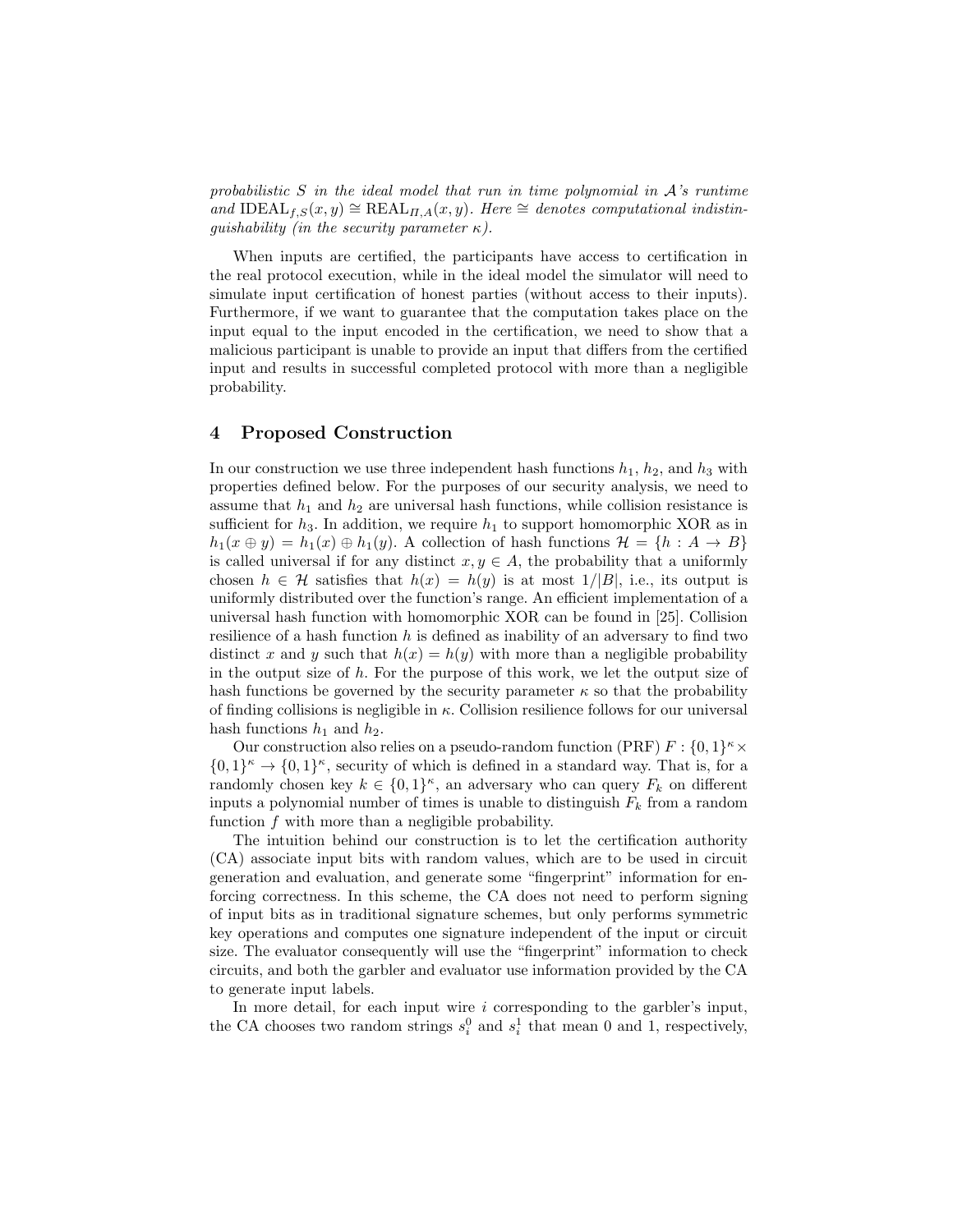*probabilistic $S$ in the ideal model that run in time polynomial in $\mathcal{A}$'s runtime and $\text{IDEAL}_{f,S}(x, y) \cong \text{REAL}_{\Pi,A}(x, y)$. Here $\cong$ denotes computational indistinguishability (in the security parameter $\kappa$).*

When inputs are certified, the participants have access to certification in the real protocol execution, while in the ideal model the simulator will need to simulate input certification of honest parties (without access to their inputs). Furthermore, if we want to guarantee that the computation takes place on the input equal to the input encoded in the certification, we need to show that a malicious participant is unable to provide an input that differs from the certified input and results in successful completed protocol with more than a negligible probability.

## 4 Proposed Construction

In our construction we use three independent hash functions $h_1$, $h_2$, and $h_3$ with properties defined below. For the purposes of our security analysis, we need to assume that $h_1$ and $h_2$ are universal hash functions, while collision resistance is sufficient for $h_3$. In addition, we require $h_1$ to support homomorphic XOR as in $h_1(x \oplus y) = h_1(x) \oplus h_1(y)$. A collection of hash functions $\mathcal{H} = \{h : A \to B\}$ is called universal if for any distinct $x, y \in A$, the probability that a uniformly chosen $h \in \mathcal{H}$ satisfies that $h(x) = h(y)$ is at most $1/|B|$, i.e., its output is uniformly distributed over the function's range. An efficient implementation of a universal hash function with homomorphic XOR can be found in [25]. Collision resilience of a hash function $h$ is defined as inability of an adversary to find two distinct $x$ and $y$ such that $h(x) = h(y)$ with more than a negligible probability in the output size of $h$. For the purpose of this work, we let the output size of hash functions be governed by the security parameter $\kappa$ so that the probability of finding collisions is negligible in $\kappa$. Collision resilience follows for our universal hash functions $h_1$ and $h_2$.

Our construction also relies on a pseudo-random function (PRF) $F : \{0, 1\}^\kappa \times \{0, 1\}^\kappa \to \{0, 1\}^\kappa$, security of which is defined in a standard way. That is, for a randomly chosen key $k \in \{0, 1\}^\kappa$, an adversary who can query $F_k$ on different inputs a polynomial number of times is unable to distinguish $F_k$ from a random function $f$ with more than a negligible probability.

The intuition behind our construction is to let the certification authority (CA) associate input bits with random values, which are to be used in circuit generation and evaluation, and generate some "fingerprint" information for enforcing correctness. In this scheme, the CA does not need to perform signing of input bits as in traditional signature schemes, but only performs symmetric key operations and computes one signature independent of the input or circuit size. The evaluator consequently will use the "fingerprint" information to check circuits, and both the garbler and evaluator use information provided by the CA to generate input labels.

In more detail, for each input wire $i$ corresponding to the garbler's input, the CA chooses two random strings $s_i^0$ and $s_i^1$ that mean 0 and 1, respectively,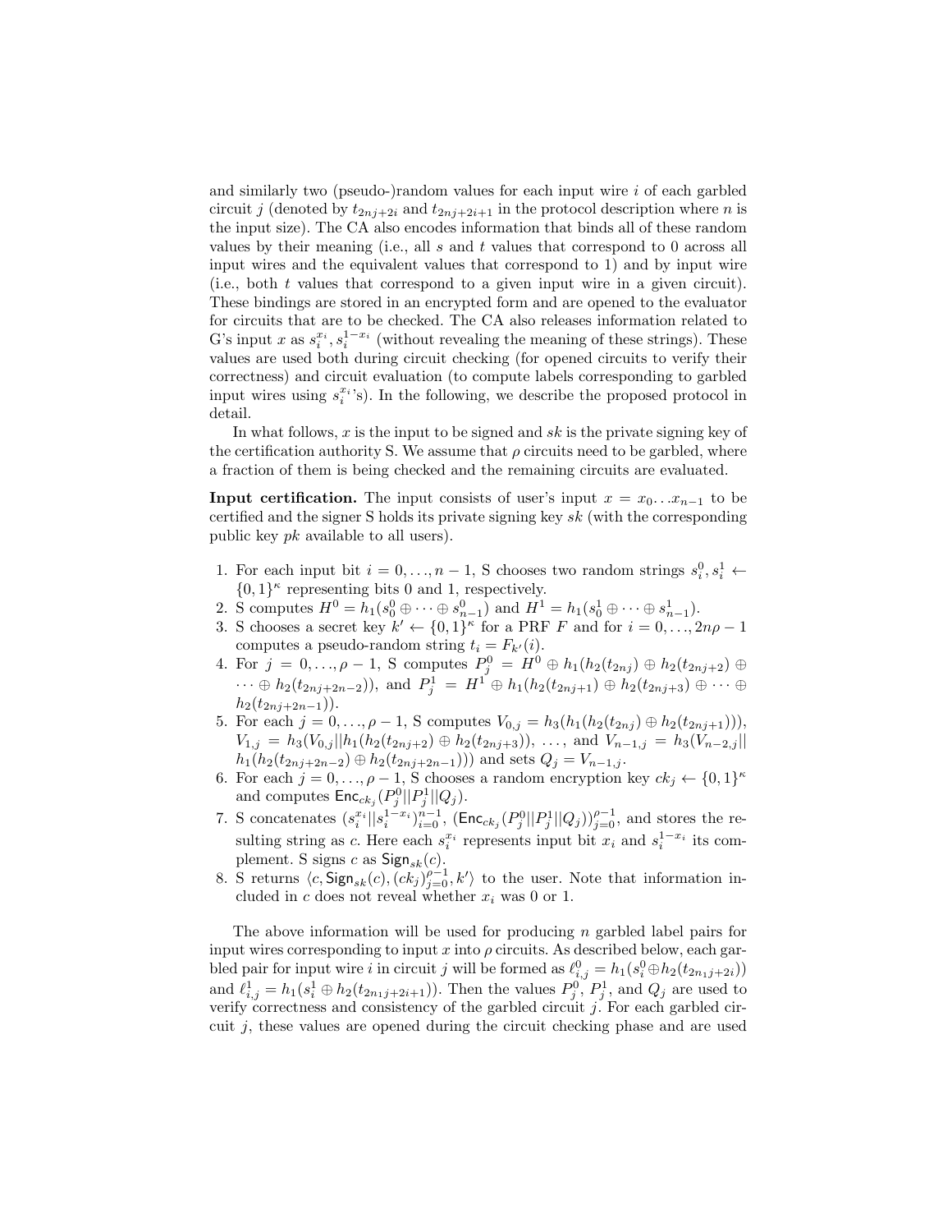and similarly two (pseudo-)random values for each input wire $i$ of each garbled circuit $j$ (denoted by $t_{2nj+2i}$ and $t_{2nj+2i+1}$ in the protocol description where $n$ is the input size). The CA also encodes information that binds all of these random values by their meaning (i.e., all $s$ and $t$ values that correspond to 0 across all input wires and the equivalent values that correspond to 1) and by input wire (i.e., both $t$ values that correspond to a given input wire in a given circuit). These bindings are stored in an encrypted form and are opened to the evaluator for circuits that are to be checked. The CA also releases information related to G's input $x$ as $s_i^{x_i}, s_i^{1-x_i}$ (without revealing the meaning of these strings). These values are used both during circuit checking (for opened circuits to verify their correctness) and circuit evaluation (to compute labels corresponding to garbled input wires using $s_i^{x_i}$'s). In the following, we describe the proposed protocol in detail.

In what follows, $x$ is the input to be signed and $sk$ is the private signing key of the certification authority S. We assume that $\rho$ circuits need to be garbled, where a fraction of them is being checked and the remaining circuits are evaluated.

**Input certification.** The input consists of user's input $x = x_0 \ldots x_{n-1}$ to be certified and the signer S holds its private signing key $sk$ (with the corresponding public key $pk$ available to all users).

1. For each input bit $i = 0, \ldots, n-1$, S chooses two random strings $s_i^0, s_i^1 \leftarrow \{0,1\}^\kappa$ representing bits 0 and 1, respectively.
2. S computes $H^0 = h_1(s_0^0 \oplus \cdots \oplus s_{n-1}^0)$ and $H^1 = h_1(s_0^1 \oplus \cdots \oplus s_{n-1}^1)$.
3. S chooses a secret key $k' \leftarrow \{0,1\}^\kappa$ for a PRF $F$ and for $i = 0, \ldots, 2n\rho - 1$ computes a pseudo-random string $t_i = F_{k'}(i)$.
4. For $j = 0, \ldots, \rho - 1$, S computes $P_j^0 = H^0 \oplus h_1(h_2(t_{2nj}) \oplus h_2(t_{2nj+2}) \oplus \cdots \oplus h_2(t_{2nj+2n-2}))$, and $P_j^1 = H^1 \oplus h_1(h_2(t_{2nj+1}) \oplus h_2(t_{2nj+3}) \oplus \cdots \oplus h_2(t_{2nj+2n-1}))$.
5. For each $j = 0, \ldots, \rho - 1$, S computes $V_{0,j} = h_3(h_1(h_2(t_{2nj}) \oplus h_2(t_{2nj+1})))$, $V_{1,j} = h_3(V_{0,j} || h_1(h_2(t_{2nj+2}) \oplus h_2(t_{2nj+3})))$, $\ldots$, and $V_{n-1,j} = h_3(V_{n-2,j} || h_1(h_2(t_{2nj+2n-2}) \oplus h_2(t_{2nj+2n-1})))$ and sets $Q_j = V_{n-1,j}$.
6. For each $j = 0, \ldots, \rho - 1$, S chooses a random encryption key $ck_j \leftarrow \{0,1\}^\kappa$ and computes $\mathsf{Enc}_{ck_j}(P_j^0 || P_j^1 || Q_j)$.
7. S concatenates $(s_i^{x_i} || s_i^{1-x_i})_{i=0}^{n-1}$, $(\mathsf{Enc}_{ck_j}(P_j^0 || P_j^1 || Q_j))_{j=0}^{\rho-1}$, and stores the resulting string as $c$. Here each $s_i^{x_i}$ represents input bit $x_i$ and $s_i^{1-x_i}$ its complement. S signs $c$ as $\mathsf{Sign}_{sk}(c)$.
8. S returns $\langle c, \mathsf{Sign}_{sk}(c), (ck_j)_{j=0}^{\rho-1}, k' \rangle$ to the user. Note that information included in $c$ does not reveal whether $x_i$ was 0 or 1.

The above information will be used for producing $n$ garbled label pairs for input wires corresponding to input $x$ into $\rho$ circuits. As described below, each garbled pair for input wire $i$ in circuit $j$ will be formed as $\ell_{i,j}^0 = h_1(s_i^0 \oplus h_2(t_{2n_1j+2i}))$ and $\ell_{i,j}^1 = h_1(s_i^1 \oplus h_2(t_{2n_1j+2i+1}))$. Then the values $P_j^0$, $P_j^1$, and $Q_j$ are used to verify correctness and consistency of the garbled circuit $j$. For each garbled circuit $j$, these values are opened during the circuit checking phase and are used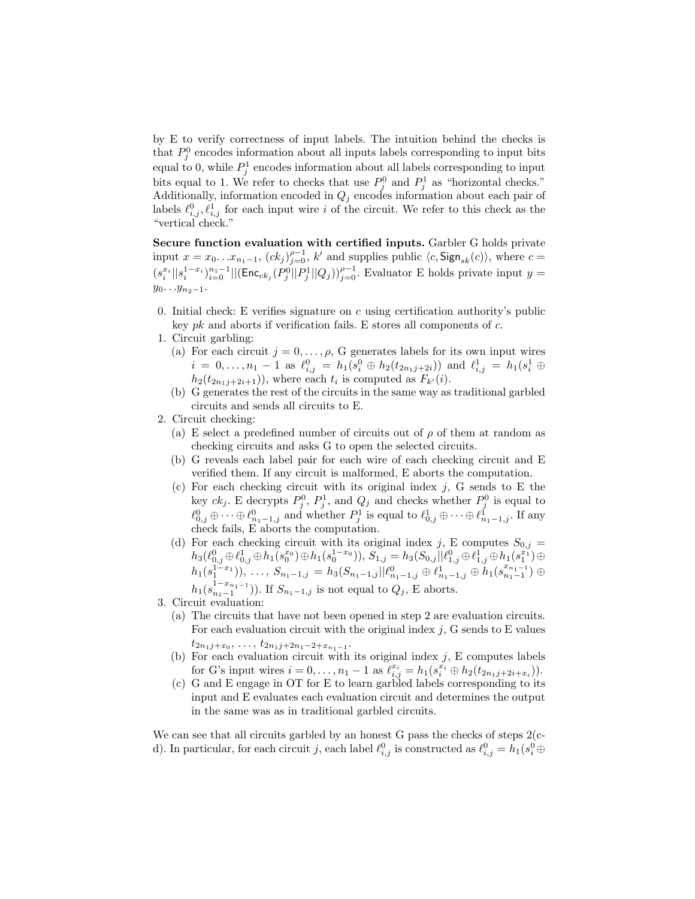by E to verify correctness of input labels. The intuition behind the checks is that $P_j^0$ encodes information about all inputs labels corresponding to input bits equal to 0, while $P_j^1$ encodes information about all labels corresponding to input bits equal to 1. We refer to checks that use $P_j^0$ and $P_j^1$ as "horizontal checks." Additionally, information encoded in $Q_j$ encodes information about each pair of labels $\ell_{i,j}^0, \ell_{i,j}^1$ for each input wire $i$ of the circuit. We refer to this check as the "vertical check."

**Secure function evaluation with certified inputs.** Garbler G holds private input $x = x_0 \ldots x_{n_1-1}$, $(ck_j)_{j=0}^{\rho-1}$, $k'$ and supplies public $\langle c, \mathsf{Sign}_{sk}(c)\rangle$, where $c = (s_i^{x_i}||s_i^{1-x_i})_{i=0}^{n_1-1}||(\mathsf{Enc}_{ck_j}(P_j^0||P_j^1||Q_j))_{j=0}^{\rho-1}$. Evaluator E holds private input $y = y_0 \ldots y_{n_2-1}$.

0. Initial check: E verifies signature on $c$ using certification authority's public key $pk$ and aborts if verification fails. E stores all components of $c$.
1. Circuit garbling:
   (a) For each circuit $j = 0, \ldots, \rho$, G generates labels for its own input wires $i = 0, \ldots, n_1 - 1$ as $\ell_{i,j}^0 = h_1(s_i^0 \oplus h_2(t_{2n_1j+2i}))$ and $\ell_{i,j}^1 = h_1(s_i^1 \oplus h_2(t_{2n_1j+2i+1}))$, where each $t_i$ is computed as $F_{k'}(i)$.
   (b) G generates the rest of the circuits in the same way as traditional garbled circuits and sends all circuits to E.
2. Circuit checking:
   (a) E select a predefined number of circuits out of $\rho$ of them at random as checking circuits and asks G to open the selected circuits.
   (b) G reveals each label pair for each wire of each checking circuit and E verified them. If any circuit is malformed, E aborts the computation.
   (c) For each checking circuit with its original index $j$, G sends to E the key $ck_j$. E decrypts $P_j^0$, $P_j^1$, and $Q_j$ and checks whether $P_j^0$ is equal to $\ell_{0,j}^0 \oplus \cdots \oplus \ell_{n_1-1,j}^0$ and whether $P_j^1$ is equal to $\ell_{0,j}^1 \oplus \cdots \oplus \ell_{n_1-1,j}^1$. If any check fails, E aborts the computation.
   (d) For each checking circuit with its original index $j$, E computes $S_{0,j} = h_3(\ell_{0,j}^0 \oplus \ell_{0,j}^1 \oplus h_1(s_0^{x_0}) \oplus h_1(s_0^{1-x_0}))$, $S_{1,j} = h_3(S_{0,j}||\ell_{1,j}^0 \oplus \ell_{1,j}^1 \oplus h_1(s_1^{x_1}) \oplus h_1(s_1^{1-x_1}))$, $\ldots$, $S_{n_1-1,j} = h_3(S_{n_1-1,j}||\ell_{n_1-1,j}^0 \oplus \ell_{n_1-1,j}^1 \oplus h_1(s_{n_1-1}^{x_{n_1-1}}) \oplus h_1(s_{n_1-1}^{1-x_{n_1-1}}))$. If $S_{n_1-1,j}$ is not equal to $Q_j$, E aborts.
3. Circuit evaluation:
   (a) The circuits that have not been opened in step 2 are evaluation circuits. For each evaluation circuit with the original index $j$, G sends to E values $t_{2n_1j+x_0}, \ldots, t_{2n_1j+2n_1-2+x_{n_1-1}}$.
   (b) For each evaluation circuit with its original index $j$, E computes labels for G's input wires $i = 0, \ldots, n_1 - 1$ as $\ell_{i,j}^{x_i} = h_1(s_i^{x_i} \oplus h_2(t_{2n_1j+2i+x_i}))$.
   (c) G and E engage in OT for E to learn garbled labels corresponding to its input and E evaluates each evaluation circuit and determines the output in the same was as in traditional garbled circuits.

We can see that all circuits garbled by an honest G pass the checks of steps 2(c-d). In particular, for each circuit $j$, each label $\ell_{i,j}^0$ is constructed as $\ell_{i,j}^0 = h_1(s_i^0 \oplus$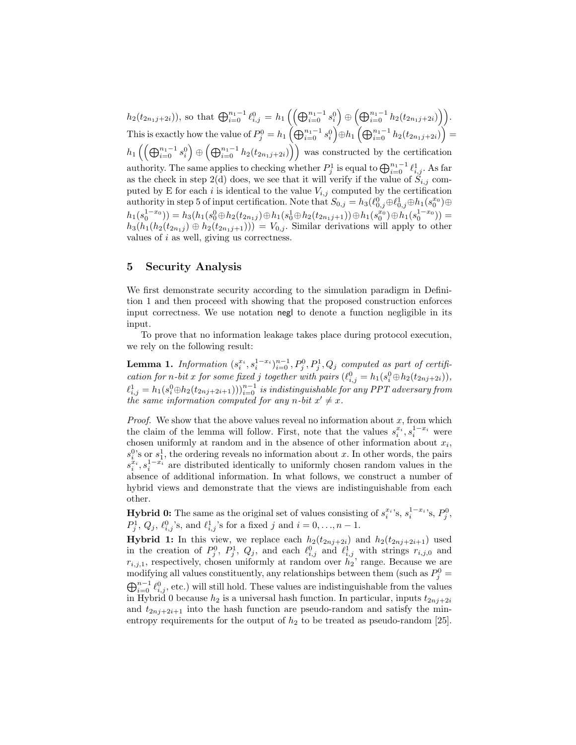$h_2(t_{2n_1j+2i})$), so that $\bigoplus_{i=0}^{n_1-1} \ell_{i,j}^0 = h_1\left(\left(\bigoplus_{i=0}^{n_1-1} s_i^0\right) \oplus \left(\bigoplus_{i=0}^{n_1-1} h_2(t_{2n_1j+2i})\right)\right)$. This is exactly how the value of $P_j^0 = h_1\left(\bigoplus_{i=0}^{n_1-1} s_i^0\right) \oplus h_1\left(\bigoplus_{i=0}^{n_1-1} h_2(t_{2n_1j+2i})\right) = h_1\left(\left(\bigoplus_{i=0}^{n_1-1} s_i^0\right) \oplus \left(\bigoplus_{i=0}^{n_1-1} h_2(t_{2n_1j+2i})\right)\right)$ was constructed by the certification authority. The same applies to checking whether $P_j^1$ is equal to $\bigoplus_{i=0}^{n_1-1} \ell_{i,j}^1$. As far as the check in step 2(d) does, we see that it will verify if the value of $S_{i,j}$ computed by E for each $i$ is identical to the value $V_{i,j}$ computed by the certification authority in step 5 of input certification. Note that $S_{0,j} = h_3(\ell_{0,j}^0 \oplus \ell_{0,j}^1 \oplus h_1(s_0^{x_0}) \oplus h_1(s_0^{1-x_0})) = h_3(h_1(s_0^0 \oplus h_2(t_{2n_1j})) \oplus h_1(s_0^1 \oplus h_2(t_{2n_1j+1})) \oplus h_1(s_0^{x_0}) \oplus h_1(s_0^{1-x_0})) = h_3(h_1(h_2(t_{2n_1j}) \oplus h_2(t_{2n_1j+1}))) = V_{0,j}$. Similar derivations will apply to other values of $i$ as well, giving us correctness.

## 5 Security Analysis

We first demonstrate security according to the simulation paradigm in Definition 1 and then proceed with showing that the proposed construction enforces input correctness. We use notation negl to denote a function negligible in its input.

To prove that no information leakage takes place during protocol execution, we rely on the following result:

**Lemma 1.** *Information $(s_i^{x_i}, s_i^{1-x_i})_{i=0}^{n-1}, P_j^0, P_j^1, Q_j$ computed as part of certification for $n$-bit $x$ for some fixed $j$ together with pairs $(\ell_{i,j}^0 = h_1(s_i^0 \oplus h_2(t_{2nj+2i}))$, $\ell_{i,j}^1 = h_1(s_i^0 \oplus h_2(t_{2nj+2i+1})))_{i=0}^{n-1}$ is indistinguishable for any PPT adversary from the same information computed for any $n$-bit $x' \neq x$.*

*Proof.* We show that the above values reveal no information about $x$, from which the claim of the lemma will follow. First, note that the values $s_i^{x_i}, s_i^{1-x_i}$ were chosen uniformly at random and in the absence of other information about $x_i$, $s_i^0$'s or $s_1^1$, the ordering reveals no information about $x$. In other words, the pairs $s_i^{x_i}, s_i^{1-x_i}$ are distributed identically to uniformly chosen random values in the absence of additional information. In what follows, we construct a number of hybrid views and demonstrate that the views are indistinguishable from each other.

**Hybrid 0:** The same as the original set of values consisting of $s_i^{x_i}$'s, $s_i^{1-x_i}$'s, $P_j^0$, $P_j^1$, $Q_j$, $\ell_{i,j}^0$'s, and $\ell_{i,j}^1$'s for a fixed $j$ and $i = 0, \ldots, n-1$.

**Hybrid 1:** In this view, we replace each $h_2(t_{2nj+2i})$ and $h_2(t_{2nj+2i+1})$ used in the creation of $P_j^0$, $P_j^1$, $Q_j$, and each $\ell_{i,j}^0$ and $\ell_{i,j}^1$ with strings $r_{i,j,0}$ and $r_{i,j,1}$, respectively, chosen uniformly at random over $h_2$' range. Because we are modifying all values constituently, any relationships between them (such as $P_j^0 = \bigoplus_{i=0}^{n-1} \ell_{i,j}^0$, etc.) will still hold. These values are indistinguishable from the values in Hybrid 0 because $h_2$ is a universal hash function. In particular, inputs $t_{2nj+2i}$ and $t_{2nj+2i+1}$ into the hash function are pseudo-random and satisfy the min-entropy requirements for the output of $h_2$ to be treated as pseudo-random [25].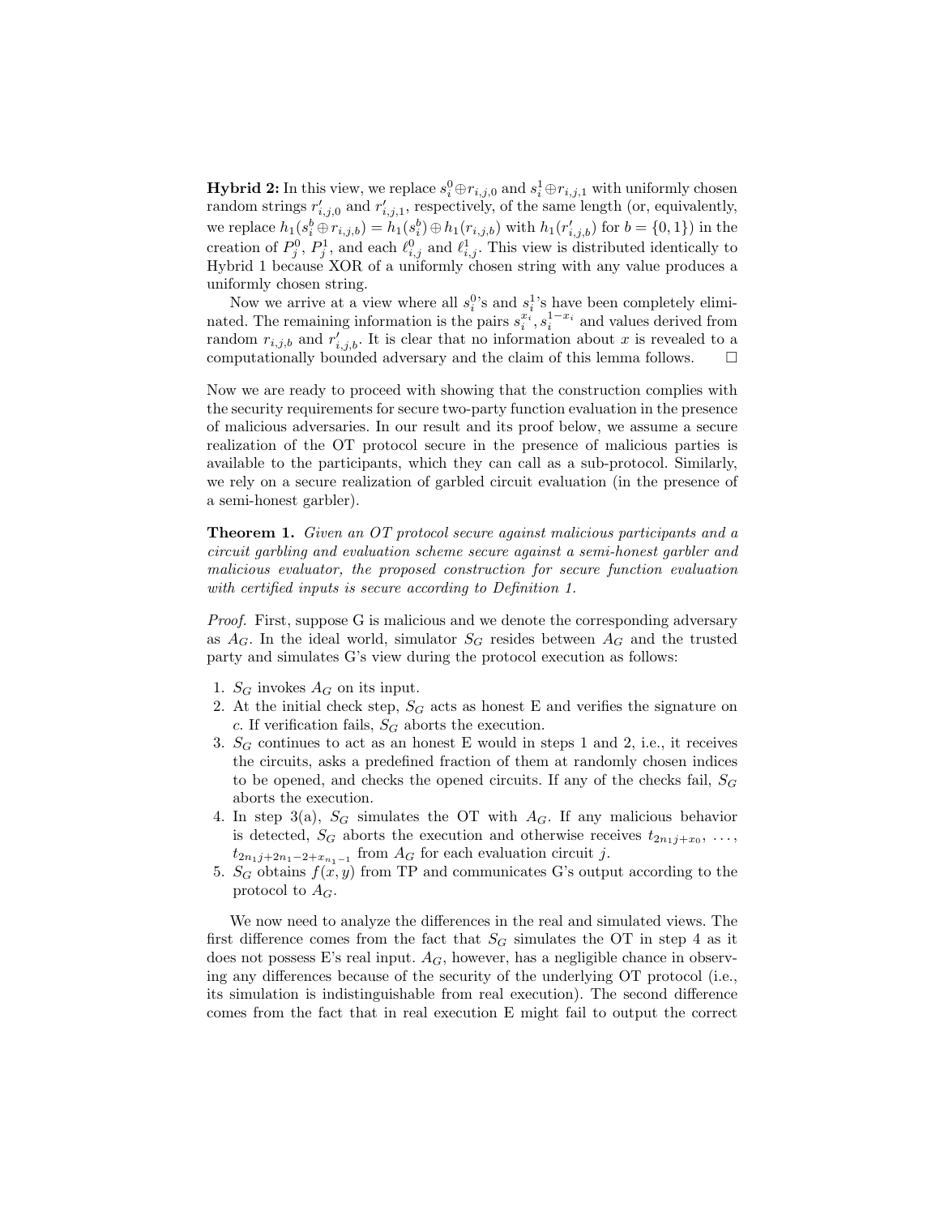**Hybrid 2:** In this view, we replace $s_i^0 \oplus r_{i,j,0}$ and $s_i^1 \oplus r_{i,j,1}$ with uniformly chosen random strings $r'_{i,j,0}$ and $r'_{i,j,1}$, respectively, of the same length (or, equivalently, we replace $h_1(s_i^b \oplus r_{i,j,b}) = h_1(s_i^b) \oplus h_1(r_{i,j,b})$ with $h_1(r'_{i,j,b})$ for $b = \{0,1\}$) in the creation of $P_j^0$, $P_j^1$, and each $\ell_{i,j}^0$ and $\ell_{i,j}^1$. This view is distributed identically to Hybrid 1 because XOR of a uniformly chosen string with any value produces a uniformly chosen string.

Now we arrive at a view where all $s_i^0$'s and $s_i^1$'s have been completely eliminated. The remaining information is the pairs $s_i^{x_i}, s_i^{1-x_i}$ and values derived from random $r_{i,j,b}$ and $r'_{i,j,b}$. It is clear that no information about $x$ is revealed to a computationally bounded adversary and the claim of this lemma follows. □

Now we are ready to proceed with showing that the construction complies with the security requirements for secure two-party function evaluation in the presence of malicious adversaries. In our result and its proof below, we assume a secure realization of the OT protocol secure in the presence of malicious parties is available to the participants, which they can call as a sub-protocol. Similarly, we rely on a secure realization of garbled circuit evaluation (in the presence of a semi-honest garbler).

**Theorem 1.** *Given an OT protocol secure against malicious participants and a circuit garbling and evaluation scheme secure against a semi-honest garbler and malicious evaluator, the proposed construction for secure function evaluation with certified inputs is secure according to Definition 1.*

*Proof.* First, suppose G is malicious and we denote the corresponding adversary as $A_G$. In the ideal world, simulator $S_G$ resides between $A_G$ and the trusted party and simulates G's view during the protocol execution as follows:

1. $S_G$ invokes $A_G$ on its input.
2. At the initial check step, $S_G$ acts as honest E and verifies the signature on $c$. If verification fails, $S_G$ aborts the execution.
3. $S_G$ continues to act as an honest E would in steps 1 and 2, i.e., it receives the circuits, asks a predefined fraction of them at randomly chosen indices to be opened, and checks the opened circuits. If any of the checks fail, $S_G$ aborts the execution.
4. In step 3(a), $S_G$ simulates the OT with $A_G$. If any malicious behavior is detected, $S_G$ aborts the execution and otherwise receives $t_{2n_1j+x_0}, \ldots, t_{2n_1j+2n_1-2+x_{n_1-1}}$ from $A_G$ for each evaluation circuit $j$.
5. $S_G$ obtains $f(x,y)$ from TP and communicates G's output according to the protocol to $A_G$.

We now need to analyze the differences in the real and simulated views. The first difference comes from the fact that $S_G$ simulates the OT in step 4 as it does not possess E's real input. $A_G$, however, has a negligible chance in observing any differences because of the security of the underlying OT protocol (i.e., its simulation is indistinguishable from real execution). The second difference comes from the fact that in real execution E might fail to output the correct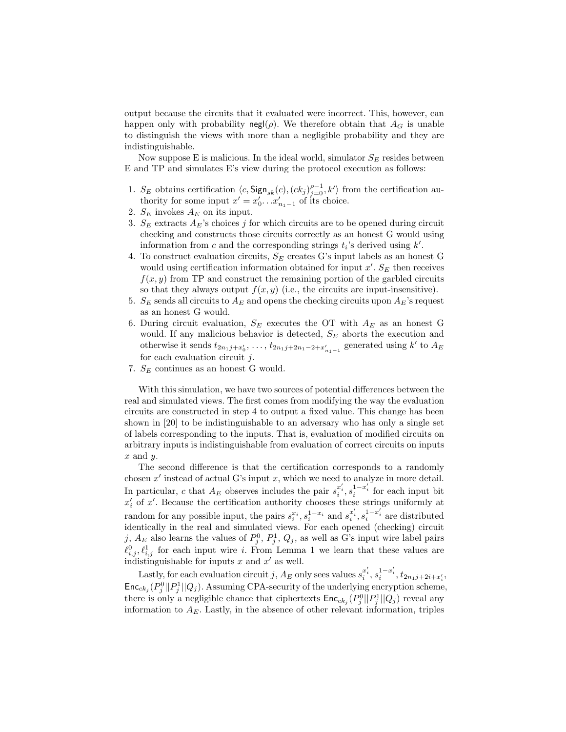output because the circuits that it evaluated were incorrect. This, however, can happen only with probability $\mathsf{negl}(\rho)$. We therefore obtain that $A_G$ is unable to distinguish the views with more than a negligible probability and they are indistinguishable.

Now suppose E is malicious. In the ideal world, simulator $S_E$ resides between E and TP and simulates E's view during the protocol execution as follows:

1. $S_E$ obtains certification $\langle c, \mathsf{Sign}_{sk}(c), (ck_j)_{j=0}^{\rho-1}, k' \rangle$ from the certification authority for some input $x' = x'_0 \ldots x'_{n_1-1}$ of its choice.
2. $S_E$ invokes $A_E$ on its input.
3. $S_E$ extracts $A_E$'s choices $j$ for which circuits are to be opened during circuit checking and constructs those circuits correctly as an honest G would using information from $c$ and the corresponding strings $t_i$'s derived using $k'$.
4. To construct evaluation circuits, $S_E$ creates G's input labels as an honest G would using certification information obtained for input $x'$. $S_E$ then receives $f(x, y)$ from TP and construct the remaining portion of the garbled circuits so that they always output $f(x, y)$ (i.e., the circuits are input-insensitive).
5. $S_E$ sends all circuits to $A_E$ and opens the checking circuits upon $A_E$'s request as an honest G would.
6. During circuit evaluation, $S_E$ executes the OT with $A_E$ as an honest G would. If any malicious behavior is detected, $S_E$ aborts the execution and otherwise it sends $t_{2n_1j+x'_0}, \ldots, t_{2n_1j+2n_1-2+x'_{n_1-1}}$ generated using $k'$ to $A_E$ for each evaluation circuit $j$.
7. $S_E$ continues as an honest G would.

With this simulation, we have two sources of potential differences between the real and simulated views. The first comes from modifying the way the evaluation circuits are constructed in step 4 to output a fixed value. This change has been shown in [20] to be indistinguishable to an adversary who has only a single set of labels corresponding to the inputs. That is, evaluation of modified circuits on arbitrary inputs is indistinguishable from evaluation of correct circuits on inputs $x$ and $y$.

The second difference is that the certification corresponds to a randomly chosen $x'$ instead of actual G's input $x$, which we need to analyze in more detail. In particular, $c$ that $A_E$ observes includes the pair $s_i^{x'_i}, s_i^{1-x'_i}$ for each input bit $x'_i$ of $x'$. Because the certification authority chooses these strings uniformly at random for any possible input, the pairs $s_i^{x_i}, s_i^{1-x_i}$ and $s_i^{x'_i}, s_i^{1-x'_i}$ are distributed identically in the real and simulated views. For each opened (checking) circuit $j$, $A_E$ also learns the values of $P_j^0$, $P_j^1$, $Q_j$, as well as G's input wire label pairs $\ell_{i,j}^0, \ell_{i,j}^1$ for each input wire $i$. From Lemma 1 we learn that these values are indistinguishable for inputs $x$ and $x'$ as well.

Lastly, for each evaluation circuit $j$, $A_E$ only sees values $s_i^{x'_i}$, $s_i^{1-x'_i}$, $t_{2n_1j+2i+x'_i}$, $\mathsf{Enc}_{ck_j}(P_j^0||P_j^1||Q_j)$. Assuming CPA-security of the underlying encryption scheme, there is only a negligible chance that ciphertexts $\mathsf{Enc}_{ck_j}(P_j^0||P_j^1||Q_j)$ reveal any information to $A_E$. Lastly, in the absence of other relevant information, triples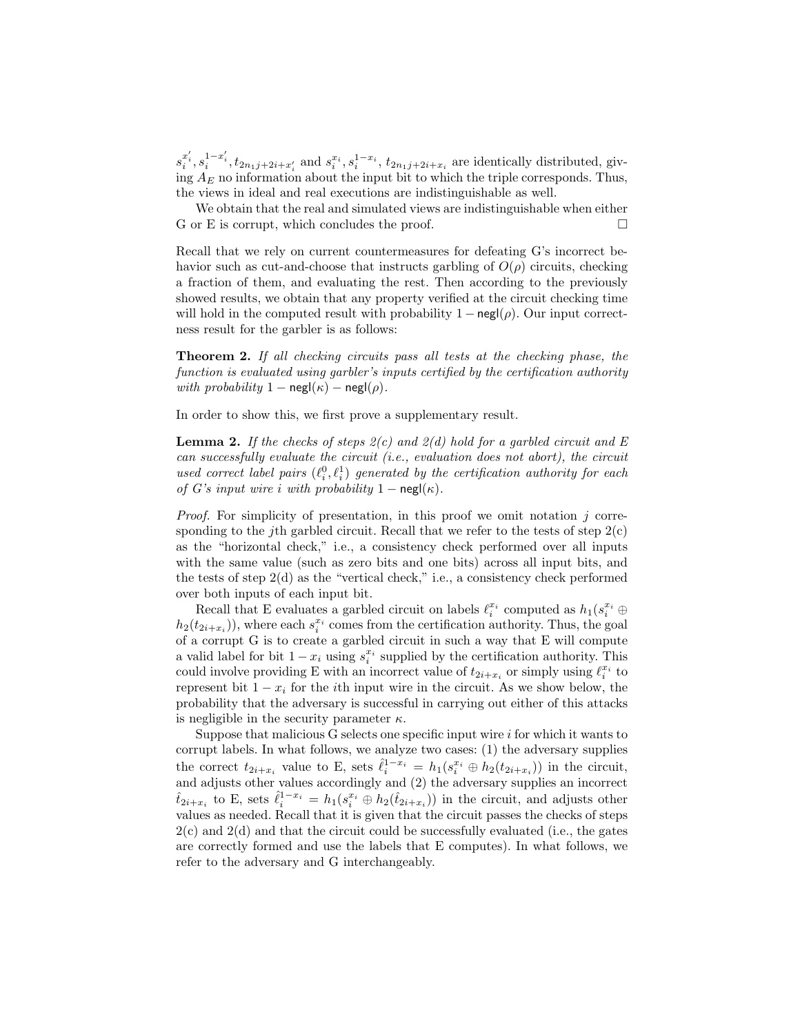$s_i^{x_i'}, s_i^{1-x_i'}, t_{2n_1j+2i+x_i'}$ and $s_i^{x_i}, s_i^{1-x_i}$, $t_{2n_1j+2i+x_i}$ are identically distributed, giving $A_E$ no information about the input bit to which the triple corresponds. Thus, the views in ideal and real executions are indistinguishable as well.

We obtain that the real and simulated views are indistinguishable when either G or E is corrupt, which concludes the proof. □

Recall that we rely on current countermeasures for defeating G's incorrect behavior such as cut-and-choose that instructs garbling of $O(\rho)$ circuits, checking a fraction of them, and evaluating the rest. Then according to the previously showed results, we obtain that any property verified at the circuit checking time will hold in the computed result with probability $1 - \mathsf{negl}(\rho)$. Our input correctness result for the garbler is as follows:

**Theorem 2.** *If all checking circuits pass all tests at the checking phase, the function is evaluated using garbler's inputs certified by the certification authority with probability* $1 - \mathsf{negl}(\kappa) - \mathsf{negl}(\rho)$.

In order to show this, we first prove a supplementary result.

**Lemma 2.** *If the checks of steps 2(c) and 2(d) hold for a garbled circuit and E can successfully evaluate the circuit (i.e., evaluation does not abort), the circuit used correct label pairs* $(\ell_i^0, \ell_i^1)$ *generated by the certification authority for each of G's input wire i with probability* $1 - \mathsf{negl}(\kappa)$.

*Proof.* For simplicity of presentation, in this proof we omit notation $j$ corresponding to the $j$th garbled circuit. Recall that we refer to the tests of step 2(c) as the "horizontal check," i.e., a consistency check performed over all inputs with the same value (such as zero bits and one bits) across all input bits, and the tests of step 2(d) as the "vertical check," i.e., a consistency check performed over both inputs of each input bit.

Recall that E evaluates a garbled circuit on labels $\ell_i^{x_i}$ computed as $h_1(s_i^{x_i} \oplus h_2(t_{2i+x_i}))$, where each $s_i^{x_i}$ comes from the certification authority. Thus, the goal of a corrupt G is to create a garbled circuit in such a way that E will compute a valid label for bit $1 - x_i$ using $s_i^{x_i}$ supplied by the certification authority. This could involve providing E with an incorrect value of $t_{2i+x_i}$ or simply using $\ell_i^{x_i}$ to represent bit $1 - x_i$ for the $i$th input wire in the circuit. As we show below, the probability that the adversary is successful in carrying out either of this attacks is negligible in the security parameter $\kappa$.

Suppose that malicious G selects one specific input wire $i$ for which it wants to corrupt labels. In what follows, we analyze two cases: (1) the adversary supplies the correct $t_{2i+x_i}$ value to E, sets $\hat{\ell}_i^{1-x_i} = h_1(s_i^{x_i} \oplus h_2(t_{2i+x_i}))$ in the circuit, and adjusts other values accordingly and (2) the adversary supplies an incorrect $\hat{t}_{2i+x_i}$ to E, sets $\hat{\ell}_i^{1-x_i} = h_1(s_i^{x_i} \oplus h_2(\hat{t}_{2i+x_i}))$ in the circuit, and adjusts other values as needed. Recall that it is given that the circuit passes the checks of steps 2(c) and 2(d) and that the circuit could be successfully evaluated (i.e., the gates are correctly formed and use the labels that E computes). In what follows, we refer to the adversary and G interchangeably.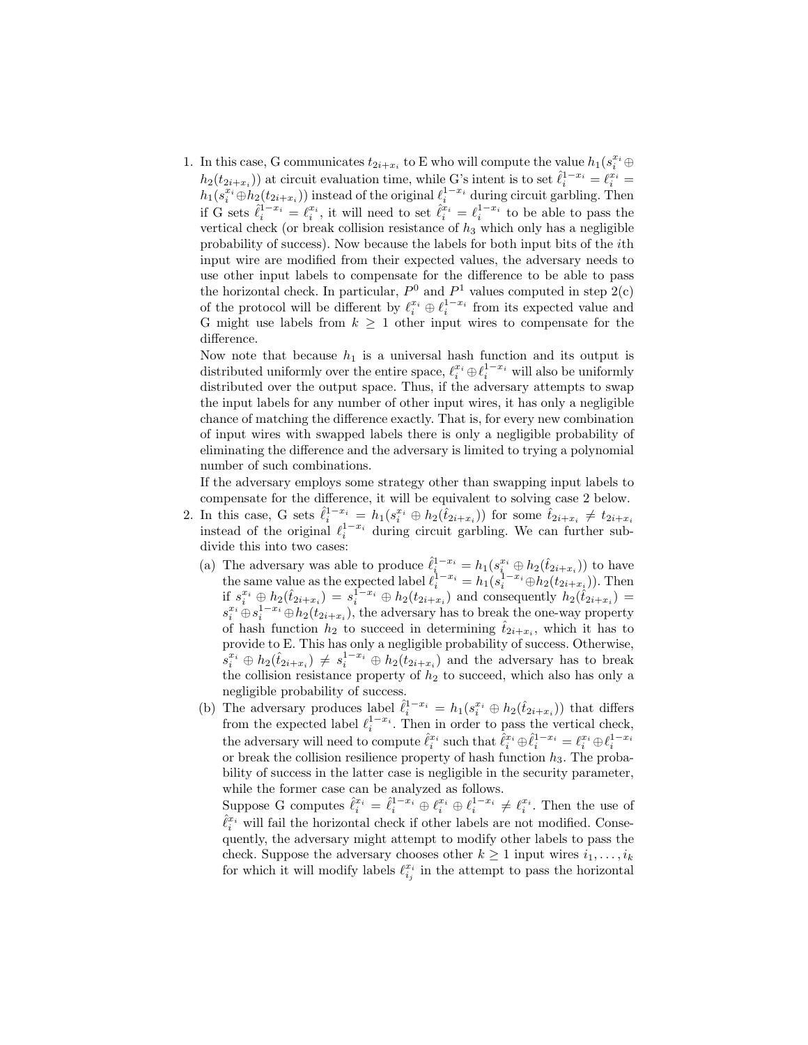1. In this case, G communicates $t_{2i+x_i}$ to E who will compute the value $h_1(s_i^{x_i} \oplus h_2(t_{2i+x_i}))$ at circuit evaluation time, while G's intent is to set $\hat{\ell}_i^{1-x_i} = \ell_i^{x_i} = h_1(s_i^{x_i} \oplus h_2(t_{2i+x_i}))$ instead of the original $\ell_i^{1-x_i}$ during circuit garbling. Then if G sets $\hat{\ell}_i^{1-x_i} = \ell_i^{x_i}$, it will need to set $\hat{\ell}_i^{x_i} = \ell_i^{1-x_i}$ to be able to pass the vertical check (or break collision resistance of $h_3$ which only has a negligible probability of success). Now because the labels for both input bits of the $i$th input wire are modified from their expected values, the adversary needs to use other input labels to compensate for the difference to be able to pass the horizontal check. In particular, $P^0$ and $P^1$ values computed in step 2(c) of the protocol will be different by $\ell_i^{x_i} \oplus \ell_i^{1-x_i}$ from its expected value and G might use labels from $k \geq 1$ other input wires to compensate for the difference.

   Now note that because $h_1$ is a universal hash function and its output is distributed uniformly over the entire space, $\ell_i^{x_i} \oplus \ell_i^{1-x_i}$ will also be uniformly distributed over the output space. Thus, if the adversary attempts to swap the input labels for any number of other input wires, it has only a negligible chance of matching the difference exactly. That is, for every new combination of input wires with swapped labels there is only a negligible probability of eliminating the difference and the adversary is limited to trying a polynomial number of such combinations.

   If the adversary employs some strategy other than swapping input labels to compensate for the difference, it will be equivalent to solving case 2 below.

2. In this case, G sets $\hat{\ell}_i^{1-x_i} = h_1(s_i^{x_i} \oplus h_2(\hat{t}_{2i+x_i}))$ for some $\hat{t}_{2i+x_i} \neq t_{2i+x_i}$ instead of the original $\ell_i^{1-x_i}$ during circuit garbling. We can further subdivide this into two cases:

   (a) The adversary was able to produce $\hat{\ell}_i^{1-x_i} = h_1(s_i^{x_i} \oplus h_2(\hat{t}_{2i+x_i}))$ to have the same value as the expected label $\ell_i^{1-x_i} = h_1(s_i^{1-x_i} \oplus h_2(t_{2i+x_i}))$. Then if $s_i^{x_i} \oplus h_2(\hat{t}_{2i+x_i}) = s_i^{1-x_i} \oplus h_2(t_{2i+x_i})$ and consequently $h_2(\hat{t}_{2i+x_i}) = s_i^{x_i} \oplus s_i^{1-x_i} \oplus h_2(t_{2i+x_i})$, the adversary has to break the one-way property of hash function $h_2$ to succeed in determining $\hat{t}_{2i+x_i}$, which it has to provide to E. This has only a negligible probability of success. Otherwise, $s_i^{x_i} \oplus h_2(\hat{t}_{2i+x_i}) \neq s_i^{1-x_i} \oplus h_2(t_{2i+x_i})$ and the adversary has to break the collision resistance property of $h_2$ to succeed, which also has only a negligible probability of success.

   (b) The adversary produces label $\hat{\ell}_i^{1-x_i} = h_1(s_i^{x_i} \oplus h_2(\hat{t}_{2i+x_i}))$ that differs from the expected label $\ell_i^{1-x_i}$. Then in order to pass the vertical check, the adversary will need to compute $\hat{\ell}_i^{x_i}$ such that $\hat{\ell}_i^{x_i} \oplus \hat{\ell}_i^{1-x_i} = \ell_i^{x_i} \oplus \ell_i^{1-x_i}$ or break the collision resilience property of hash function $h_3$. The probability of success in the latter case is negligible in the security parameter, while the former case can be analyzed as follows.

   Suppose G computes $\hat{\ell}_i^{x_i} = \hat{\ell}_i^{1-x_i} \oplus \ell_i^{x_i} \oplus \ell_i^{1-x_i} \neq \ell_i^{x_i}$. Then the use of $\hat{\ell}_i^{x_i}$ will fail the horizontal check if other labels are not modified. Consequently, the adversary might attempt to modify other labels to pass the check. Suppose the adversary chooses other $k \geq 1$ input wires $i_1, \ldots, i_k$ for which it will modify labels $\ell_{i_j}^{x_i}$ in the attempt to pass the horizontal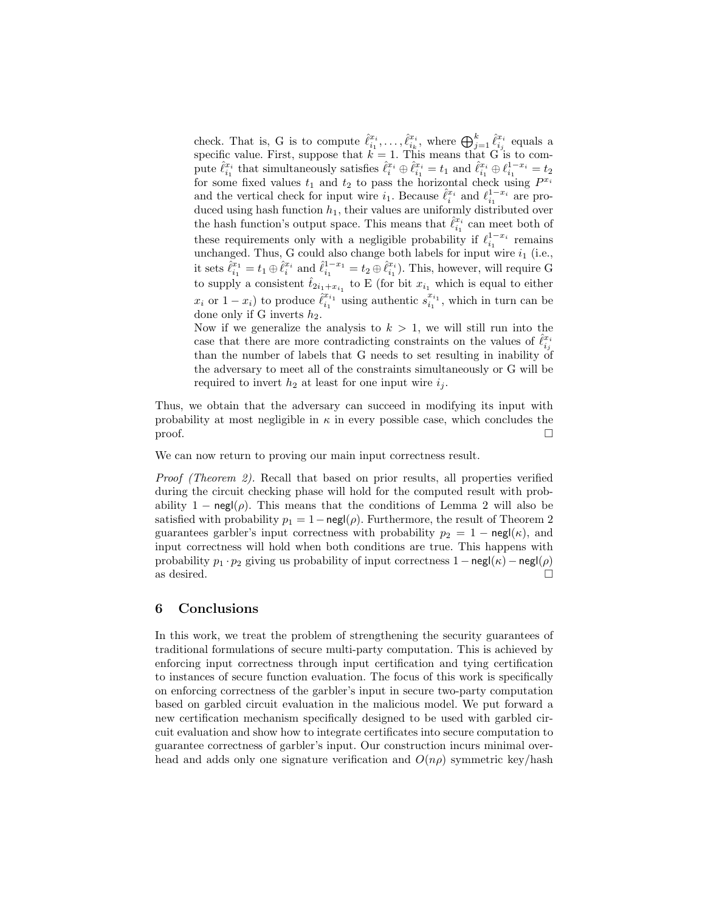check. That is, G is to compute $\hat{\ell}_{i_1}^{x_i}, \ldots, \hat{\ell}_{i_k}^{x_i}$, where $\bigoplus_{j=1}^{k} \hat{\ell}_{i_j}^{x_i}$ equals a specific value. First, suppose that $k = 1$. This means that G is to compute $\hat{\ell}_{i_1}^{x_i}$ that simultaneously satisfies $\hat{\ell}_i^{x_i} \oplus \hat{\ell}_{i_1}^{x_i} = t_1$ and $\hat{\ell}_{i_1}^{x_i} \oplus \ell_{i_1}^{1-x_i} = t_2$ for some fixed values $t_1$ and $t_2$ to pass the horizontal check using $P^{x_i}$ and the vertical check for input wire $i_1$. Because $\hat{\ell}_i^{x_i}$ and $\ell_{i_1}^{1-x_i}$ are produced using hash function $h_1$, their values are uniformly distributed over the hash function's output space. This means that $\hat{\ell}_{i_1}^{x_i}$ can meet both of these requirements only with a negligible probability if $\ell_{i_1}^{1-x_i}$ remains unchanged. Thus, G could also change both labels for input wire $i_1$ (i.e., it sets $\hat{\ell}_{i_1}^{x_1} = t_1 \oplus \hat{\ell}_i^{x_i}$ and $\hat{\ell}_{i_1}^{1-x_1} = t_2 \oplus \hat{\ell}_{i_1}^{x_i}$). This, however, will require G to supply a consistent $\hat{t}_{2i_1+x_{i_1}}$ to E (for bit $x_{i_1}$ which is equal to either $x_i$ or $1-x_i$) to produce $\hat{\ell}_{i_1}^{x_{i_1}}$ using authentic $s_{i_1}^{x_{i_1}}$, which in turn can be done only if G inverts $h_2$.

Now if we generalize the analysis to $k > 1$, we will still run into the case that there are more contradicting constraints on the values of $\hat{\ell}_{i_j}^{x_i}$ than the number of labels that G needs to set resulting in inability of the adversary to meet all of the constraints simultaneously or G will be required to invert $h_2$ at least for one input wire $i_j$.

Thus, we obtain that the adversary can succeed in modifying its input with probability at most negligible in $\kappa$ in every possible case, which concludes the proof. □

We can now return to proving our main input correctness result.

*Proof (Theorem 2).* Recall that based on prior results, all properties verified during the circuit checking phase will hold for the computed result with probability $1 - \mathsf{negl}(\rho)$. This means that the conditions of Lemma 2 will also be satisfied with probability $p_1 = 1 - \mathsf{negl}(\rho)$. Furthermore, the result of Theorem 2 guarantees garbler's input correctness with probability $p_2 = 1 - \mathsf{negl}(\kappa)$, and input correctness will hold when both conditions are true. This happens with probability $p_1 \cdot p_2$ giving us probability of input correctness $1 - \mathsf{negl}(\kappa) - \mathsf{negl}(\rho)$ as desired. □

## 6 Conclusions

In this work, we treat the problem of strengthening the security guarantees of traditional formulations of secure multi-party computation. This is achieved by enforcing input correctness through input certification and tying certification to instances of secure function evaluation. The focus of this work is specifically on enforcing correctness of the garbler's input in secure two-party computation based on garbled circuit evaluation in the malicious model. We put forward a new certification mechanism specifically designed to be used with garbled circuit evaluation and show how to integrate certificates into secure computation to guarantee correctness of garbler's input. Our construction incurs minimal overhead and adds only one signature verification and $O(n\rho)$ symmetric key/hash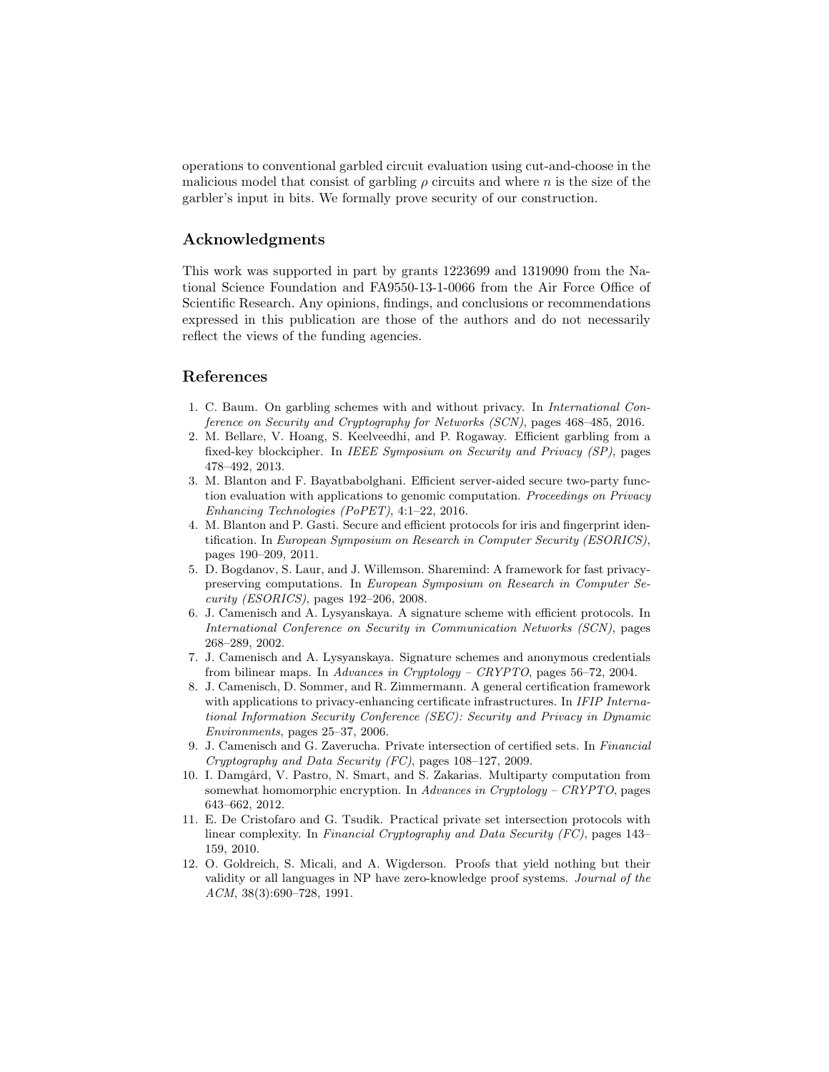operations to conventional garbled circuit evaluation using cut-and-choose in the malicious model that consist of garbling $\rho$ circuits and where $n$ is the size of the garbler's input in bits. We formally prove security of our construction.

## Acknowledgments

This work was supported in part by grants 1223699 and 1319090 from the National Science Foundation and FA9550-13-1-0066 from the Air Force Office of Scientific Research. Any opinions, findings, and conclusions or recommendations expressed in this publication are those of the authors and do not necessarily reflect the views of the funding agencies.

## References

1. C. Baum. On garbling schemes with and without privacy. In *International Conference on Security and Cryptography for Networks (SCN)*, pages 468–485, 2016.
2. M. Bellare, V. Hoang, S. Keelveedhi, and P. Rogaway. Efficient garbling from a fixed-key blockcipher. In *IEEE Symposium on Security and Privacy (SP)*, pages 478–492, 2013.
3. M. Blanton and F. Bayatbabolghani. Efficient server-aided secure two-party function evaluation with applications to genomic computation. *Proceedings on Privacy Enhancing Technologies (PoPET)*, 4:1–22, 2016.
4. M. Blanton and P. Gasti. Secure and efficient protocols for iris and fingerprint identification. In *European Symposium on Research in Computer Security (ESORICS)*, pages 190–209, 2011.
5. D. Bogdanov, S. Laur, and J. Willemson. Sharemind: A framework for fast privacy-preserving computations. In *European Symposium on Research in Computer Security (ESORICS)*, pages 192–206, 2008.
6. J. Camenisch and A. Lysyanskaya. A signature scheme with efficient protocols. In *International Conference on Security in Communication Networks (SCN)*, pages 268–289, 2002.
7. J. Camenisch and A. Lysyanskaya. Signature schemes and anonymous credentials from bilinear maps. In *Advances in Cryptology – CRYPTO*, pages 56–72, 2004.
8. J. Camenisch, D. Sommer, and R. Zimmermann. A general certification framework with applications to privacy-enhancing certificate infrastructures. In *IFIP International Information Security Conference (SEC): Security and Privacy in Dynamic Environments*, pages 25–37, 2006.
9. J. Camenisch and G. Zaverucha. Private intersection of certified sets. In *Financial Cryptography and Data Security (FC)*, pages 108–127, 2009.
10. I. Damgård, V. Pastro, N. Smart, and S. Zakarias. Multiparty computation from somewhat homomorphic encryption. In *Advances in Cryptology – CRYPTO*, pages 643–662, 2012.
11. E. De Cristofaro and G. Tsudik. Practical private set intersection protocols with linear complexity. In *Financial Cryptography and Data Security (FC)*, pages 143–159, 2010.
12. O. Goldreich, S. Micali, and A. Wigderson. Proofs that yield nothing but their validity or all languages in NP have zero-knowledge proof systems. *Journal of the ACM*, 38(3):690–728, 1991.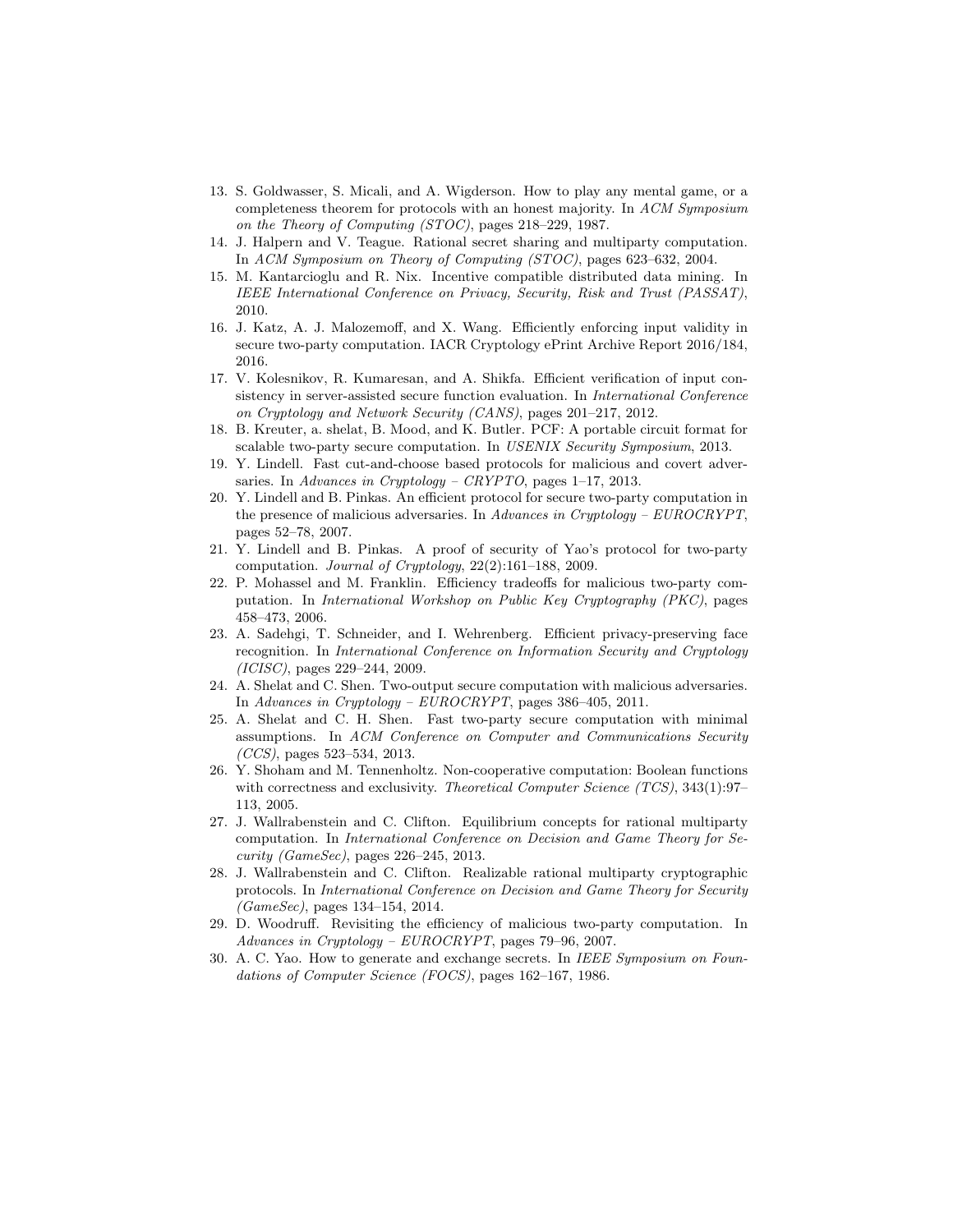13. S. Goldwasser, S. Micali, and A. Wigderson. How to play any mental game, or a completeness theorem for protocols with an honest majority. In *ACM Symposium on the Theory of Computing (STOC)*, pages 218–229, 1987.
14. J. Halpern and V. Teague. Rational secret sharing and multiparty computation. In *ACM Symposium on Theory of Computing (STOC)*, pages 623–632, 2004.
15. M. Kantarcioglu and R. Nix. Incentive compatible distributed data mining. In *IEEE International Conference on Privacy, Security, Risk and Trust (PASSAT)*, 2010.
16. J. Katz, A. J. Malozemoff, and X. Wang. Efficiently enforcing input validity in secure two-party computation. IACR Cryptology ePrint Archive Report 2016/184, 2016.
17. V. Kolesnikov, R. Kumaresan, and A. Shikfa. Efficient verification of input consistency in server-assisted secure function evaluation. In *International Conference on Cryptology and Network Security (CANS)*, pages 201–217, 2012.
18. B. Kreuter, a. shelat, B. Mood, and K. Butler. PCF: A portable circuit format for scalable two-party secure computation. In *USENIX Security Symposium*, 2013.
19. Y. Lindell. Fast cut-and-choose based protocols for malicious and covert adversaries. In *Advances in Cryptology – CRYPTO*, pages 1–17, 2013.
20. Y. Lindell and B. Pinkas. An efficient protocol for secure two-party computation in the presence of malicious adversaries. In *Advances in Cryptology – EUROCRYPT*, pages 52–78, 2007.
21. Y. Lindell and B. Pinkas. A proof of security of Yao's protocol for two-party computation. *Journal of Cryptology*, 22(2):161–188, 2009.
22. P. Mohassel and M. Franklin. Efficiency tradeoffs for malicious two-party computation. In *International Workshop on Public Key Cryptography (PKC)*, pages 458–473, 2006.
23. A. Sadehgi, T. Schneider, and I. Wehrenberg. Efficient privacy-preserving face recognition. In *International Conference on Information Security and Cryptology (ICISC)*, pages 229–244, 2009.
24. A. Shelat and C. Shen. Two-output secure computation with malicious adversaries. In *Advances in Cryptology – EUROCRYPT*, pages 386–405, 2011.
25. A. Shelat and C. H. Shen. Fast two-party secure computation with minimal assumptions. In *ACM Conference on Computer and Communications Security (CCS)*, pages 523–534, 2013.
26. Y. Shoham and M. Tennenholtz. Non-cooperative computation: Boolean functions with correctness and exclusivity. *Theoretical Computer Science (TCS)*, 343(1):97–113, 2005.
27. J. Wallrabenstein and C. Clifton. Equilibrium concepts for rational multiparty computation. In *International Conference on Decision and Game Theory for Security (GameSec)*, pages 226–245, 2013.
28. J. Wallrabenstein and C. Clifton. Realizable rational multiparty cryptographic protocols. In *International Conference on Decision and Game Theory for Security (GameSec)*, pages 134–154, 2014.
29. D. Woodruff. Revisiting the efficiency of malicious two-party computation. In *Advances in Cryptology – EUROCRYPT*, pages 79–96, 2007.
30. A. C. Yao. How to generate and exchange secrets. In *IEEE Symposium on Foundations of Computer Science (FOCS)*, pages 162–167, 1986.